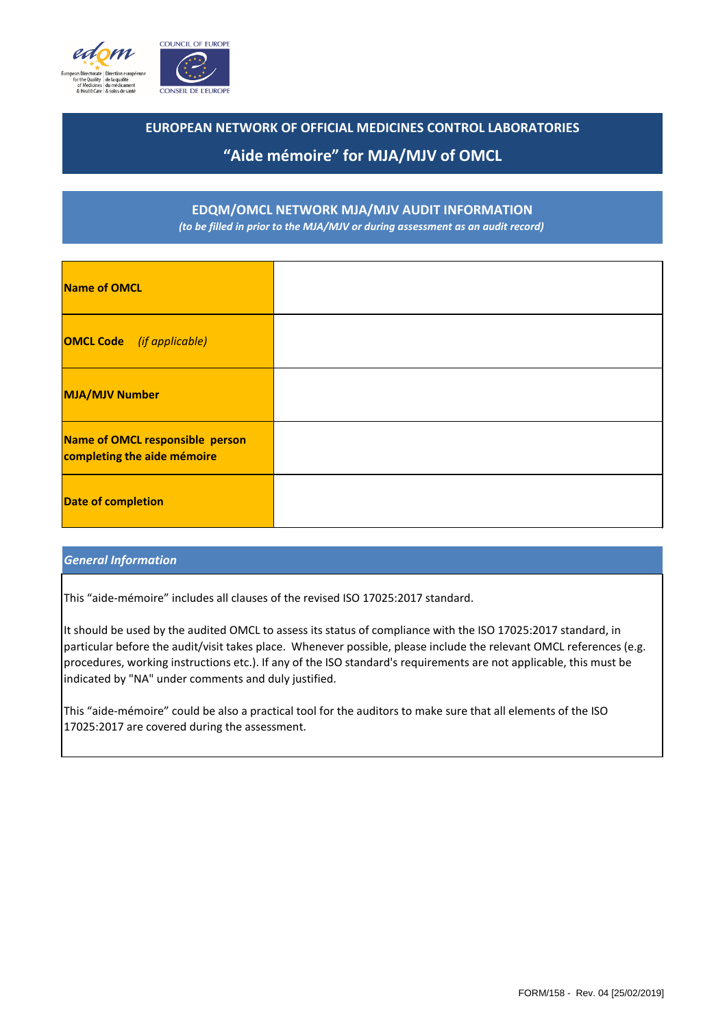# EUROPEAN NETWORK OF OFFICIAL MEDICINES CONTROL LABORATORIES

## “Aide mémoire” for MJA/MJV of OMCL

## EDQM/OMCL NETWORK MJA/MJV AUDIT INFORMATION

*(to be filled in prior to the MJA/MJV or during assessment as an audit record)*

| | |
|---|---|
| **Name of OMCL** | |
| **OMCL Code** *(if applicable)* | |
| **MJA/MJV Number** | |
| **Name of OMCL responsible person completing the aide mémoire** | |
| **Date of completion** | |

### *General Information*

This “aide-mémoire” includes all clauses of the revised ISO 17025:2017 standard.

It should be used by the audited OMCL to assess its status of compliance with the ISO 17025:2017 standard, in particular before the audit/visit takes place. Whenever possible, please include the relevant OMCL references (e.g. procedures, working instructions etc.). If any of the ISO standard's requirements are not applicable, this must be indicated by "NA" under comments and duly justified.

This “aide-mémoire” could be also a practical tool for the auditors to make sure that all elements of the ISO 17025:2017 are covered during the assessment.

FORM/158 - Rev. 04 [25/02/2019]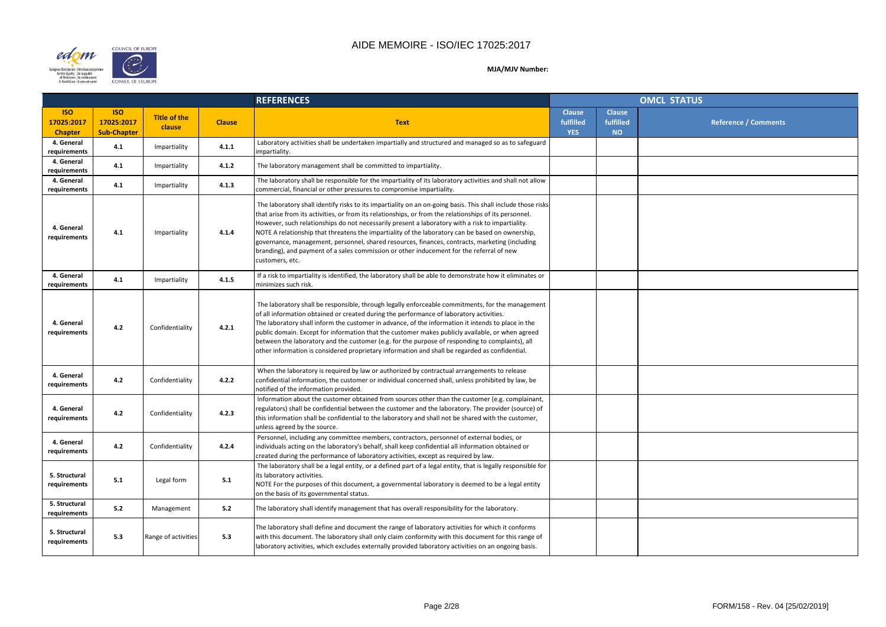# AIDE MEMOIRE - ISO/IEC 17025:2017

**MJA/MJV Number:**

| REFERENCES | | | | | OMCL STATUS | | |
|---|---|---|---|---|---|---|---|
| **ISO 17025:2017 Chapter** | **ISO 17025:2017 Sub-Chapter** | **Title of the clause** | **Clause** | **Text** | **Clause fulfilled YES** | **Clause fulfilled NO** | **Reference / Comments** |
| 4. General requirements | 4.1 | Impartiality | 4.1.1 | Laboratory activities shall be undertaken impartially and structured and managed so as to safeguard impartiality. | | | |
| 4. General requirements | 4.1 | Impartiality | 4.1.2 | The laboratory management shall be committed to impartiality. | | | |
| 4. General requirements | 4.1 | Impartiality | 4.1.3 | The laboratory shall be responsible for the impartiality of its laboratory activities and shall not allow commercial, financial or other pressures to compromise impartiality. | | | |
| 4. General requirements | 4.1 | Impartiality | 4.1.4 | The laboratory shall identify risks to its impartiality on an on-going basis. This shall include those risks that arise from its activities, or from its relationships, or from the relationships of its personnel. However, such relationships do not necessarily present a laboratory with a risk to impartiality.<br>NOTE A relationship that threatens the impartiality of the laboratory can be based on ownership, governance, management, personnel, shared resources, finances, contracts, marketing (including branding), and payment of a sales commission or other inducement for the referral of new customers, etc. | | | |
| 4. General requirements | 4.1 | Impartiality | 4.1.5 | If a risk to impartiality is identified, the laboratory shall be able to demonstrate how it eliminates or minimizes such risk. | | | |
| 4. General requirements | 4.2 | Confidentiality | 4.2.1 | The laboratory shall be responsible, through legally enforceable commitments, for the management of all information obtained or created during the performance of laboratory activities.<br>The laboratory shall inform the customer in advance, of the information it intends to place in the public domain. Except for information that the customer makes publicly available, or when agreed between the laboratory and the customer (e.g. for the purpose of responding to complaints), all other information is considered proprietary information and shall be regarded as confidential. | | | |
| 4. General requirements | 4.2 | Confidentiality | 4.2.2 | When the laboratory is required by law or authorized by contractual arrangements to release confidential information, the customer or individual concerned shall, unless prohibited by law, be notified of the information provided. | | | |
| 4. General requirements | 4.2 | Confidentiality | 4.2.3 | Information about the customer obtained from sources other than the customer (e.g. complainant, regulators) shall be confidential between the customer and the laboratory. The provider (source) of this information shall be confidential to the laboratory and shall not be shared with the customer, unless agreed by the source. | | | |
| 4. General requirements | 4.2 | Confidentiality | 4.2.4 | Personnel, including any committee members, contractors, personnel of external bodies, or individuals acting on the laboratory's behalf, shall keep confidential all information obtained or created during the performance of laboratory activities, except as required by law. | | | |
| 5. Structural requirements | 5.1 | Legal form | 5.1 | The laboratory shall be a legal entity, or a defined part of a legal entity, that is legally responsible for its laboratory activities.<br>NOTE For the purposes of this document, a governmental laboratory is deemed to be a legal entity on the basis of its governmental status. | | | |
| 5. Structural requirements | 5.2 | Management | 5.2 | The laboratory shall identify management that has overall responsibility for the laboratory. | | | |
| 5. Structural requirements | 5.3 | Range of activities | 5.3 | The laboratory shall define and document the range of laboratory activities for which it conforms with this document. The laboratory shall only claim conformity with this document for this range of laboratory activities, which excludes externally provided laboratory activities on an ongoing basis. | | | |

FORM/158 - Rev. 04 [25/02/2019]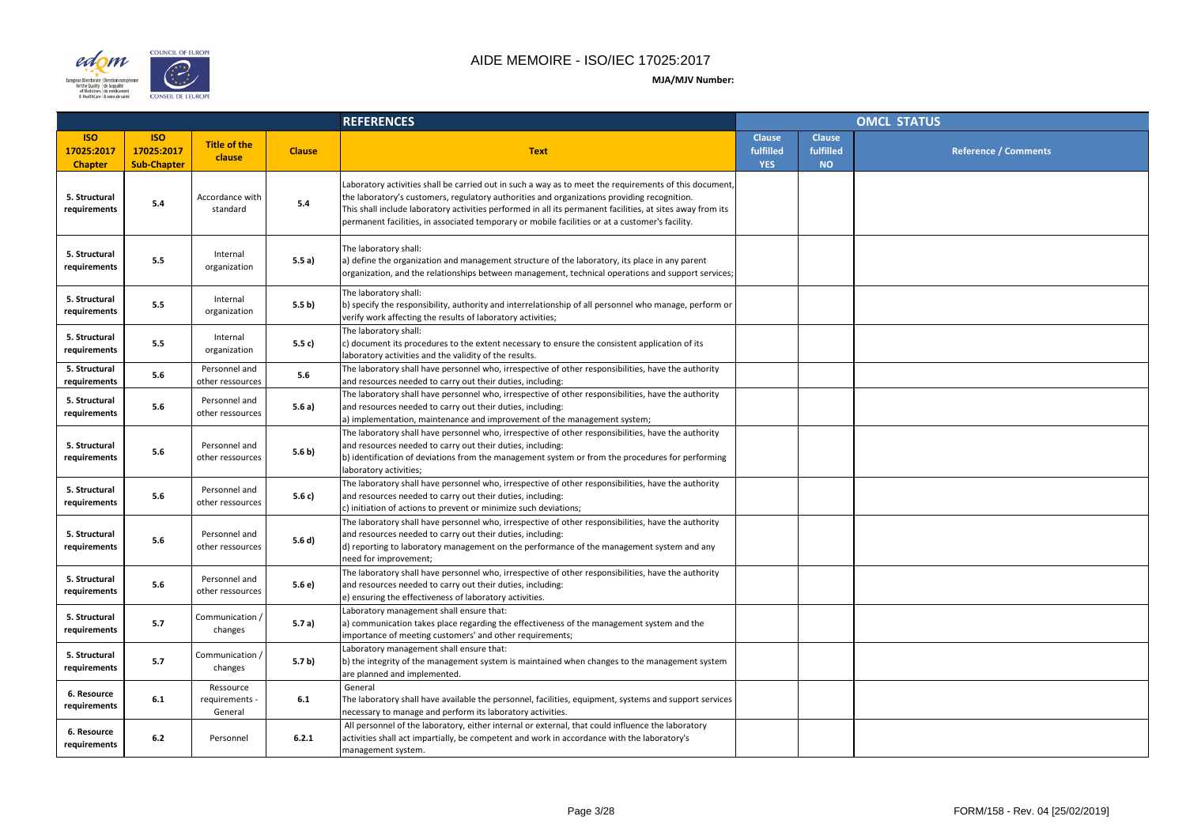# AIDE MEMOIRE - ISO/IEC 17025:2017

**MJA/MJV Number:**

| REFERENCES | | | | | OMCL STATUS | | |
|---|---|---|---|---|---|---|---|
| **ISO 17025:2017 Chapter** | **ISO 17025:2017 Sub-Chapter** | **Title of the clause** | **Clause** | **Text** | **Clause fulfilled YES** | **Clause fulfilled NO** | **Reference / Comments** |
| **5. Structural requirements** | **5.4** | Accordance with standard | **5.4** | Laboratory activities shall be carried out in such a way as to meet the requirements of this document, the laboratory's customers, regulatory authorities and organizations providing recognition. This shall include laboratory activities performed in all its permanent facilities, at sites away from its permanent facilities, in associated temporary or mobile facilities or at a customer's facility. | | | |
| **5. Structural requirements** | **5.5** | Internal organization | **5.5 a)** | The laboratory shall: a) define the organization and management structure of the laboratory, its place in any parent organization, and the relationships between management, technical operations and support services; | | | |
| **5. Structural requirements** | **5.5** | Internal organization | **5.5 b)** | The laboratory shall: b) specify the responsibility, authority and interrelationship of all personnel who manage, perform or verify work affecting the results of laboratory activities; | | | |
| **5. Structural requirements** | **5.5** | Internal organization | **5.5 c)** | The laboratory shall: c) document its procedures to the extent necessary to ensure the consistent application of its laboratory activities and the validity of the results. | | | |
| **5. Structural requirements** | **5.6** | Personnel and other ressources | **5.6** | The laboratory shall have personnel who, irrespective of other responsibilities, have the authority and resources needed to carry out their duties, including: | | | |
| **5. Structural requirements** | **5.6** | Personnel and other ressources | **5.6 a)** | The laboratory shall have personnel who, irrespective of other responsibilities, have the authority and resources needed to carry out their duties, including: a) implementation, maintenance and improvement of the management system; | | | |
| **5. Structural requirements** | **5.6** | Personnel and other ressources | **5.6 b)** | The laboratory shall have personnel who, irrespective of other responsibilities, have the authority and resources needed to carry out their duties, including: b) identification of deviations from the management system or from the procedures for performing laboratory activities; | | | |
| **5. Structural requirements** | **5.6** | Personnel and other ressources | **5.6 c)** | The laboratory shall have personnel who, irrespective of other responsibilities, have the authority and resources needed to carry out their duties, including: c) initiation of actions to prevent or minimize such deviations; | | | |
| **5. Structural requirements** | **5.6** | Personnel and other ressources | **5.6 d)** | The laboratory shall have personnel who, irrespective of other responsibilities, have the authority and resources needed to carry out their duties, including: d) reporting to laboratory management on the performance of the management system and any need for improvement; | | | |
| **5. Structural requirements** | **5.6** | Personnel and other ressources | **5.6 e)** | The laboratory shall have personnel who, irrespective of other responsibilities, have the authority and resources needed to carry out their duties, including: e) ensuring the effectiveness of laboratory activities. | | | |
| **5. Structural requirements** | **5.7** | Communication / changes | **5.7 a)** | Laboratory management shall ensure that: a) communication takes place regarding the effectiveness of the management system and the importance of meeting customers' and other requirements; | | | |
| **5. Structural requirements** | **5.7** | Communication / changes | **5.7 b)** | Laboratory management shall ensure that: b) the integrity of the management system is maintained when changes to the management system are planned and implemented. | | | |
| **6. Resource requirements** | **6.1** | Ressource requirements - General | **6.1** | General The laboratory shall have available the personnel, facilities, equipment, systems and support services necessary to manage and perform its laboratory activities. | | | |
| **6. Resource requirements** | **6.2** | Personnel | **6.2.1** | All personnel of the laboratory, either internal or external, that could influence the laboratory activities shall act impartially, be competent and work in accordance with the laboratory's management system. | | | |

FORM/158 - Rev. 04 [25/02/2019]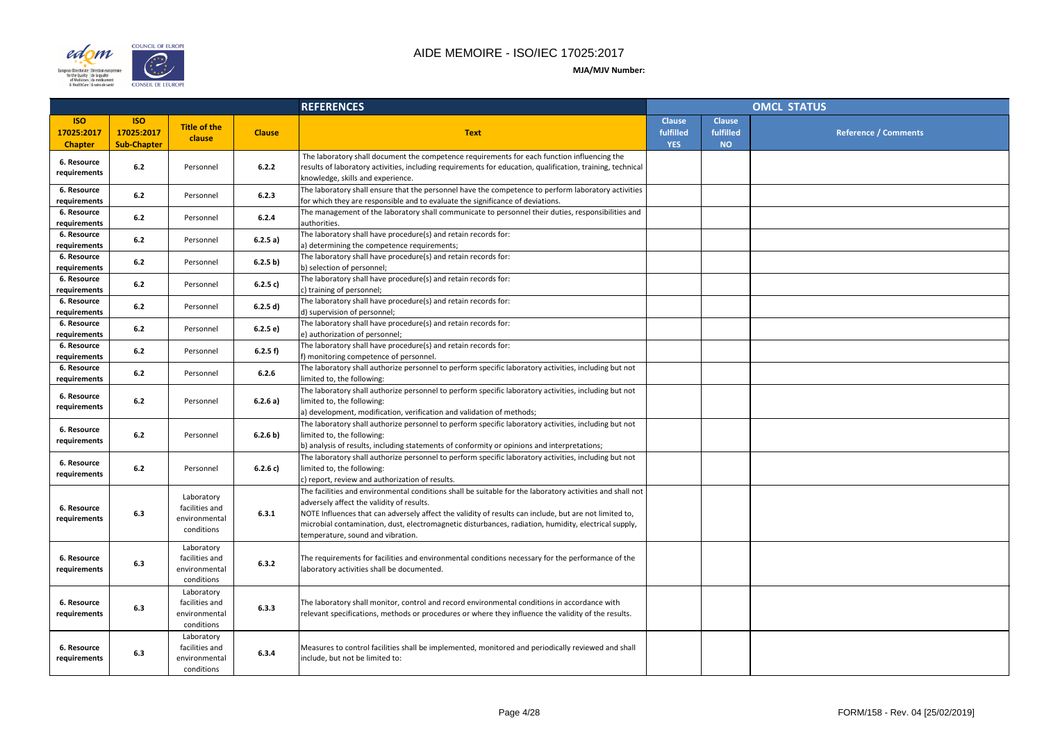# AIDE MEMOIRE - ISO/IEC 17025:2017

**MJA/MJV Number:**

| REFERENCES | | | | | OMCL STATUS | | |
|---|---|---|---|---|---|---|---|
| **ISO 17025:2017 Chapter** | **ISO 17025:2017 Sub-Chapter** | **Title of the clause** | **Clause** | **Text** | **Clause fulfilled YES** | **Clause fulfilled NO** | **Reference / Comments** |
| 6. Resource requirements | 6.2 | Personnel | 6.2.2 | The laboratory shall document the competence requirements for each function influencing the results of laboratory activities, including requirements for education, qualification, training, technical knowledge, skills and experience. | | | |
| 6. Resource requirements | 6.2 | Personnel | 6.2.3 | The laboratory shall ensure that the personnel have the competence to perform laboratory activities for which they are responsible and to evaluate the significance of deviations. | | | |
| 6. Resource requirements | 6.2 | Personnel | 6.2.4 | The management of the laboratory shall communicate to personnel their duties, responsibilities and authorities. | | | |
| 6. Resource requirements | 6.2 | Personnel | 6.2.5 a) | The laboratory shall have procedure(s) and retain records for:<br>a) determining the competence requirements; | | | |
| 6. Resource requirements | 6.2 | Personnel | 6.2.5 b) | The laboratory shall have procedure(s) and retain records for:<br>b) selection of personnel; | | | |
| 6. Resource requirements | 6.2 | Personnel | 6.2.5 c) | The laboratory shall have procedure(s) and retain records for:<br>c) training of personnel; | | | |
| 6. Resource requirements | 6.2 | Personnel | 6.2.5 d) | The laboratory shall have procedure(s) and retain records for:<br>d) supervision of personnel; | | | |
| 6. Resource requirements | 6.2 | Personnel | 6.2.5 e) | The laboratory shall have procedure(s) and retain records for:<br>e) authorization of personnel; | | | |
| 6. Resource requirements | 6.2 | Personnel | 6.2.5 f) | The laboratory shall have procedure(s) and retain records for:<br>f) monitoring competence of personnel. | | | |
| 6. Resource requirements | 6.2 | Personnel | 6.2.6 | The laboratory shall authorize personnel to perform specific laboratory activities, including but not limited to, the following: | | | |
| 6. Resource requirements | 6.2 | Personnel | 6.2.6 a) | The laboratory shall authorize personnel to perform specific laboratory activities, including but not limited to, the following:<br>a) development, modification, verification and validation of methods; | | | |
| 6. Resource requirements | 6.2 | Personnel | 6.2.6 b) | The laboratory shall authorize personnel to perform specific laboratory activities, including but not limited to, the following:<br>b) analysis of results, including statements of conformity or opinions and interpretations; | | | |
| 6. Resource requirements | 6.2 | Personnel | 6.2.6 c) | The laboratory shall authorize personnel to perform specific laboratory activities, including but not limited to, the following:<br>c) report, review and authorization of results. | | | |
| 6. Resource requirements | 6.3 | Laboratory facilities and environmental conditions | 6.3.1 | The facilities and environmental conditions shall be suitable for the laboratory activities and shall not adversely affect the validity of results.<br>NOTE Influences that can adversely affect the validity of results can include, but are not limited to, microbial contamination, dust, electromagnetic disturbances, radiation, humidity, electrical supply, temperature, sound and vibration. | | | |
| 6. Resource requirements | 6.3 | Laboratory facilities and environmental conditions | 6.3.2 | The requirements for facilities and environmental conditions necessary for the performance of the laboratory activities shall be documented. | | | |
| 6. Resource requirements | 6.3 | Laboratory facilities and environmental conditions | 6.3.3 | The laboratory shall monitor, control and record environmental conditions in accordance with relevant specifications, methods or procedures or where they influence the validity of the results. | | | |
| 6. Resource requirements | 6.3 | Laboratory facilities and environmental conditions | 6.3.4 | Measures to control facilities shall be implemented, monitored and periodically reviewed and shall include, but not be limited to: | | | |

FORM/158 - Rev. 04 [25/02/2019]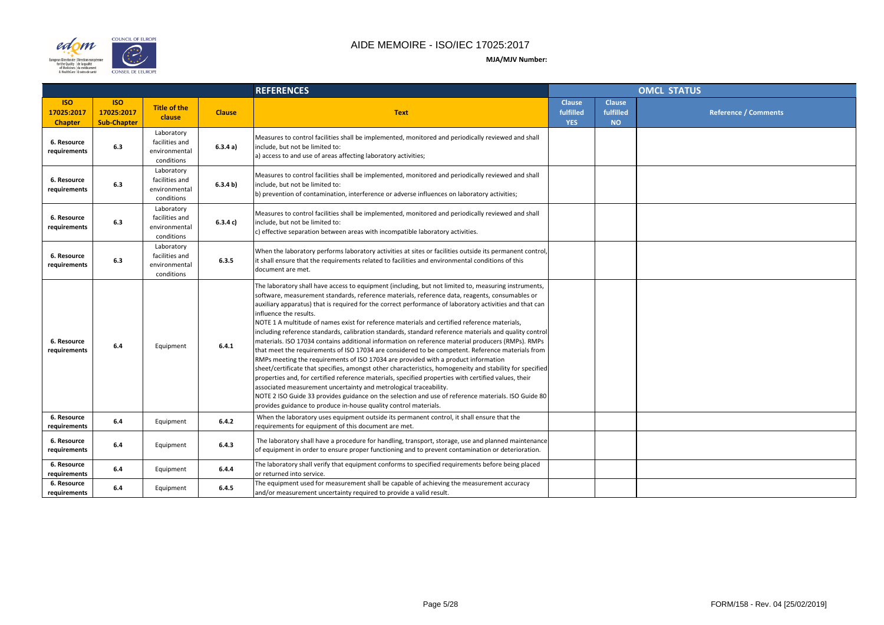# AIDE MEMOIRE - ISO/IEC 17025:2017

**MJA/MJV Number:**

| REFERENCES | | | | | OMCL STATUS | | |
|---|---|---|---|---|---|---|---|
| **ISO 17025:2017 Chapter** | **ISO 17025:2017 Sub-Chapter** | **Title of the clause** | **Clause** | **Text** | **Clause fulfilled YES** | **Clause fulfilled NO** | **Reference / Comments** |
| **6. Resource requirements** | **6.3** | Laboratory facilities and environmental conditions | **6.3.4 a)** | Measures to control facilities shall be implemented, monitored and periodically reviewed and shall include, but not be limited to:<br>a) access to and use of areas affecting laboratory activities; | | | |
| **6. Resource requirements** | **6.3** | Laboratory facilities and environmental conditions | **6.3.4 b)** | Measures to control facilities shall be implemented, monitored and periodically reviewed and shall include, but not be limited to:<br>b) prevention of contamination, interference or adverse influences on laboratory activities; | | | |
| **6. Resource requirements** | **6.3** | Laboratory facilities and environmental conditions | **6.3.4 c)** | Measures to control facilities shall be implemented, monitored and periodically reviewed and shall include, but not be limited to:<br>c) effective separation between areas with incompatible laboratory activities. | | | |
| **6. Resource requirements** | **6.3** | Laboratory facilities and environmental conditions | **6.3.5** | When the laboratory performs laboratory activities at sites or facilities outside its permanent control, it shall ensure that the requirements related to facilities and environmental conditions of this document are met. | | | |
| **6. Resource requirements** | **6.4** | Equipment | **6.4.1** | The laboratory shall have access to equipment (including, but not limited to, measuring instruments, software, measurement standards, reference materials, reference data, reagents, consumables or auxiliary apparatus) that is required for the correct performance of laboratory activities and that can influence the results.<br>NOTE 1 A multitude of names exist for reference materials and certified reference materials, including reference standards, calibration standards, standard reference materials and quality control materials. ISO 17034 contains additional information on reference material producers (RMPs). RMPs that meet the requirements of ISO 17034 are considered to be competent. Reference materials from RMPs meeting the requirements of ISO 17034 are provided with a product information sheet/certificate that specifies, amongst other characteristics, homogeneity and stability for specified properties and, for certified reference materials, specified properties with certified values, their associated measurement uncertainty and metrological traceability.<br>NOTE 2 ISO Guide 33 provides guidance on the selection and use of reference materials. ISO Guide 80 provides guidance to produce in-house quality control materials. | | | |
| **6. Resource requirements** | **6.4** | Equipment | **6.4.2** | When the laboratory uses equipment outside its permanent control, it shall ensure that the requirements for equipment of this document are met. | | | |
| **6. Resource requirements** | **6.4** | Equipment | **6.4.3** | The laboratory shall have a procedure for handling, transport, storage, use and planned maintenance of equipment in order to ensure proper functioning and to prevent contamination or deterioration. | | | |
| **6. Resource requirements** | **6.4** | Equipment | **6.4.4** | The laboratory shall verify that equipment conforms to specified requirements before being placed or returned into service. | | | |
| **6. Resource requirements** | **6.4** | Equipment | **6.4.5** | The equipment used for measurement shall be capable of achieving the measurement accuracy and/or measurement uncertainty required to provide a valid result. | | | |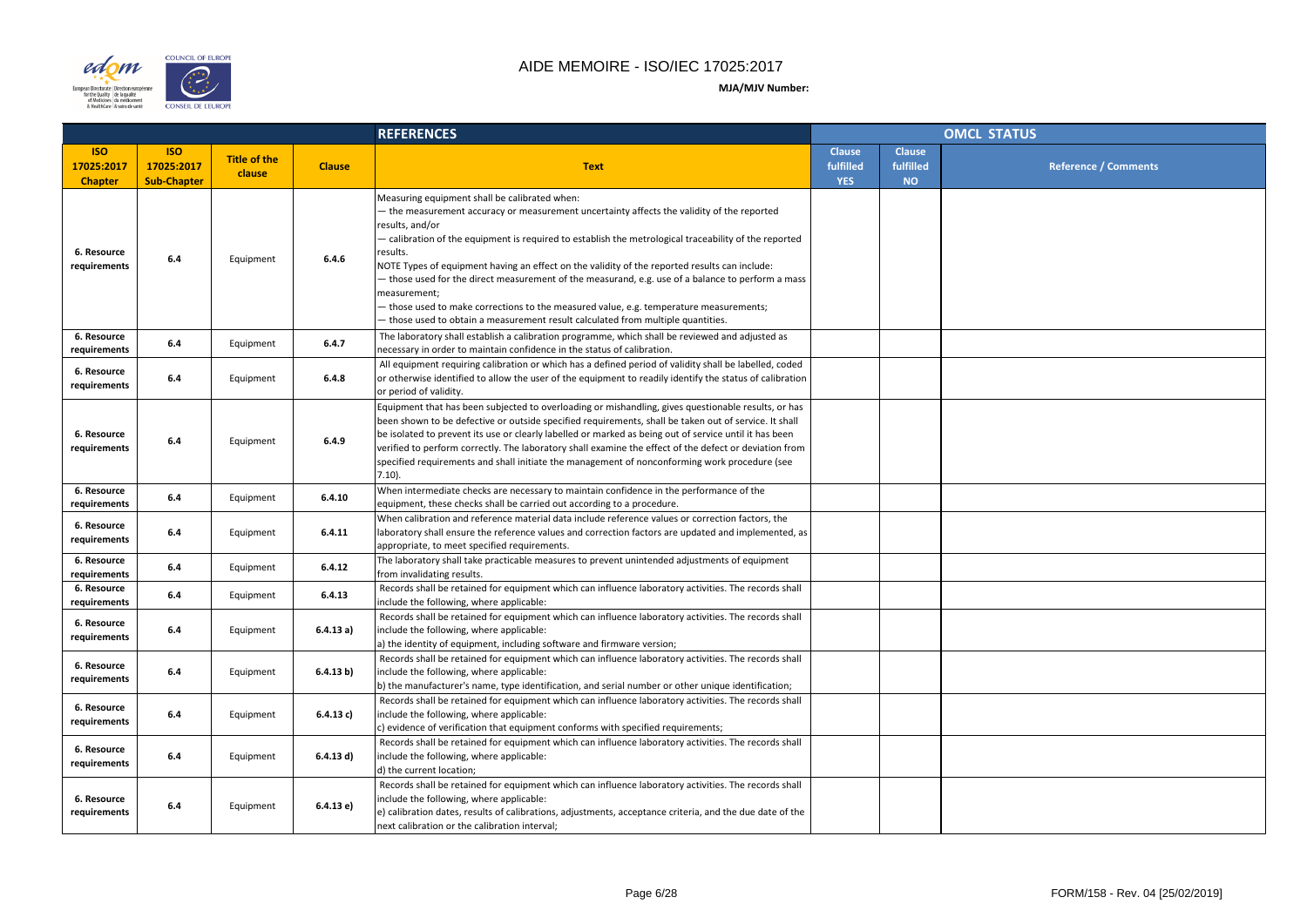# AIDE MEMOIRE - ISO/IEC 17025:2017

**MJA/MJV Number:**

| REFERENCES | | | | | OMCL STATUS | | |
|---|---|---|---|---|---|---|---|
| **ISO 17025:2017 Chapter** | **ISO 17025:2017 Sub-Chapter** | **Title of the clause** | **Clause** | **Text** | **Clause fulfilled YES** | **Clause fulfilled NO** | **Reference / Comments** |
| 6. Resource requirements | 6.4 | Equipment | 6.4.6 | Measuring equipment shall be calibrated when:<br>— the measurement accuracy or measurement uncertainty affects the validity of the reported results, and/or<br>— calibration of the equipment is required to establish the metrological traceability of the reported results.<br>NOTE Types of equipment having an effect on the validity of the reported results can include:<br>— those used for the direct measurement of the measurand, e.g. use of a balance to perform a mass measurement;<br>— those used to make corrections to the measured value, e.g. temperature measurements;<br>— those used to obtain a measurement result calculated from multiple quantities. | | | |
| 6. Resource requirements | 6.4 | Equipment | 6.4.7 | The laboratory shall establish a calibration programme, which shall be reviewed and adjusted as necessary in order to maintain confidence in the status of calibration. | | | |
| 6. Resource requirements | 6.4 | Equipment | 6.4.8 | All equipment requiring calibration or which has a defined period of validity shall be labelled, coded or otherwise identified to allow the user of the equipment to readily identify the status of calibration or period of validity. | | | |
| 6. Resource requirements | 6.4 | Equipment | 6.4.9 | Equipment that has been subjected to overloading or mishandling, gives questionable results, or has been shown to be defective or outside specified requirements, shall be taken out of service. It shall be isolated to prevent its use or clearly labelled or marked as being out of service until it has been verified to perform correctly. The laboratory shall examine the effect of the defect or deviation from specified requirements and shall initiate the management of nonconforming work procedure (see 7.10). | | | |
| 6. Resource requirements | 6.4 | Equipment | 6.4.10 | When intermediate checks are necessary to maintain confidence in the performance of the equipment, these checks shall be carried out according to a procedure. | | | |
| 6. Resource requirements | 6.4 | Equipment | 6.4.11 | When calibration and reference material data include reference values or correction factors, the laboratory shall ensure the reference values and correction factors are updated and implemented, as appropriate, to meet specified requirements. | | | |
| 6. Resource requirements | 6.4 | Equipment | 6.4.12 | The laboratory shall take practicable measures to prevent unintended adjustments of equipment from invalidating results. | | | |
| 6. Resource requirements | 6.4 | Equipment | 6.4.13 | Records shall be retained for equipment which can influence laboratory activities. The records shall include the following, where applicable: | | | |
| 6. Resource requirements | 6.4 | Equipment | 6.4.13 a) | Records shall be retained for equipment which can influence laboratory activities. The records shall include the following, where applicable:<br>a) the identity of equipment, including software and firmware version; | | | |
| 6. Resource requirements | 6.4 | Equipment | 6.4.13 b) | Records shall be retained for equipment which can influence laboratory activities. The records shall include the following, where applicable:<br>b) the manufacturer's name, type identification, and serial number or other unique identification; | | | |
| 6. Resource requirements | 6.4 | Equipment | 6.4.13 c) | Records shall be retained for equipment which can influence laboratory activities. The records shall include the following, where applicable:<br>c) evidence of verification that equipment conforms with specified requirements; | | | |
| 6. Resource requirements | 6.4 | Equipment | 6.4.13 d) | Records shall be retained for equipment which can influence laboratory activities. The records shall include the following, where applicable:<br>d) the current location; | | | |
| 6. Resource requirements | 6.4 | Equipment | 6.4.13 e) | Records shall be retained for equipment which can influence laboratory activities. The records shall include the following, where applicable:<br>e) calibration dates, results of calibrations, adjustments, acceptance criteria, and the due date of the next calibration or the calibration interval; | | | |

FORM/158 - Rev. 04 [25/02/2019]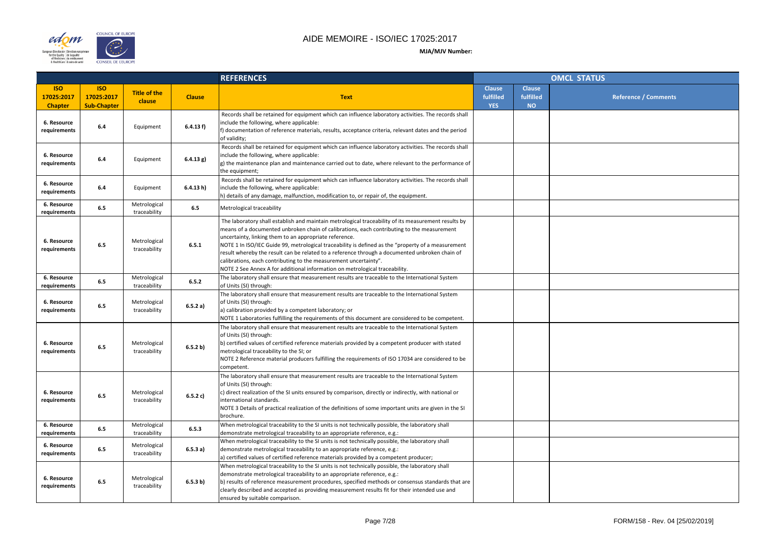# AIDE MEMOIRE - ISO/IEC 17025:2017

**MJA/MJV Number:**

| REFERENCES | | | | | OMCL STATUS | | |
|---|---|---|---|---|---|---|---|
| **ISO 17025:2017 Chapter** | **ISO 17025:2017 Sub-Chapter** | **Title of the clause** | **Clause** | **Text** | **Clause fulfilled YES** | **Clause fulfilled NO** | **Reference / Comments** |
| 6. Resource requirements | 6.4 | Equipment | 6.4.13 f) | Records shall be retained for equipment which can influence laboratory activities. The records shall include the following, where applicable:<br>f) documentation of reference materials, results, acceptance criteria, relevant dates and the period of validity; | | | |
| 6. Resource requirements | 6.4 | Equipment | 6.4.13 g) | Records shall be retained for equipment which can influence laboratory activities. The records shall include the following, where applicable:<br>g) the maintenance plan and maintenance carried out to date, where relevant to the performance of the equipment; | | | |
| 6. Resource requirements | 6.4 | Equipment | 6.4.13 h) | Records shall be retained for equipment which can influence laboratory activities. The records shall include the following, where applicable:<br>h) details of any damage, malfunction, modification to, or repair of, the equipment. | | | |
| 6. Resource requirements | 6.5 | Metrological traceability | 6.5 | Metrological traceability | | | |
| 6. Resource requirements | 6.5 | Metrological traceability | 6.5.1 | The laboratory shall establish and maintain metrological traceability of its measurement results by means of a documented unbroken chain of calibrations, each contributing to the measurement uncertainty, linking them to an appropriate reference.<br>NOTE 1 In ISO/IEC Guide 99, metrological traceability is defined as the "property of a measurement result whereby the result can be related to a reference through a documented unbroken chain of calibrations, each contributing to the measurement uncertainty".<br>NOTE 2 See Annex A for additional information on metrological traceability. | | | |
| 6. Resource requirements | 6.5 | Metrological traceability | 6.5.2 | The laboratory shall ensure that measurement results are traceable to the International System of Units (SI) through: | | | |
| 6. Resource requirements | 6.5 | Metrological traceability | 6.5.2 a) | The laboratory shall ensure that measurement results are traceable to the International System of Units (SI) through:<br>a) calibration provided by a competent laboratory; or<br>NOTE 1 Laboratories fulfilling the requirements of this document are considered to be competent. | | | |
| 6. Resource requirements | 6.5 | Metrological traceability | 6.5.2 b) | The laboratory shall ensure that measurement results are traceable to the International System of Units (SI) through:<br>b) certified values of certified reference materials provided by a competent producer with stated metrological traceability to the SI; or<br>NOTE 2 Reference material producers fulfilling the requirements of ISO 17034 are considered to be competent. | | | |
| 6. Resource requirements | 6.5 | Metrological traceability | 6.5.2 c) | The laboratory shall ensure that measurement results are traceable to the International System of Units (SI) through:<br>c) direct realization of the SI units ensured by comparison, directly or indirectly, with national or international standards.<br>NOTE 3 Details of practical realization of the definitions of some important units are given in the SI brochure. | | | |
| 6. Resource requirements | 6.5 | Metrological traceability | 6.5.3 | When metrological traceability to the SI units is not technically possible, the laboratory shall demonstrate metrological traceability to an appropriate reference, e.g.: | | | |
| 6. Resource requirements | 6.5 | Metrological traceability | 6.5.3 a) | When metrological traceability to the SI units is not technically possible, the laboratory shall demonstrate metrological traceability to an appropriate reference, e.g.:<br>a) certified values of certified reference materials provided by a competent producer; | | | |
| 6. Resource requirements | 6.5 | Metrological traceability | 6.5.3 b) | When metrological traceability to the SI units is not technically possible, the laboratory shall demonstrate metrological traceability to an appropriate reference, e.g.:<br>b) results of reference measurement procedures, specified methods or consensus standards that are clearly described and accepted as providing measurement results fit for their intended use and ensured by suitable comparison. | | | |

FORM/158 - Rev. 04 [25/02/2019]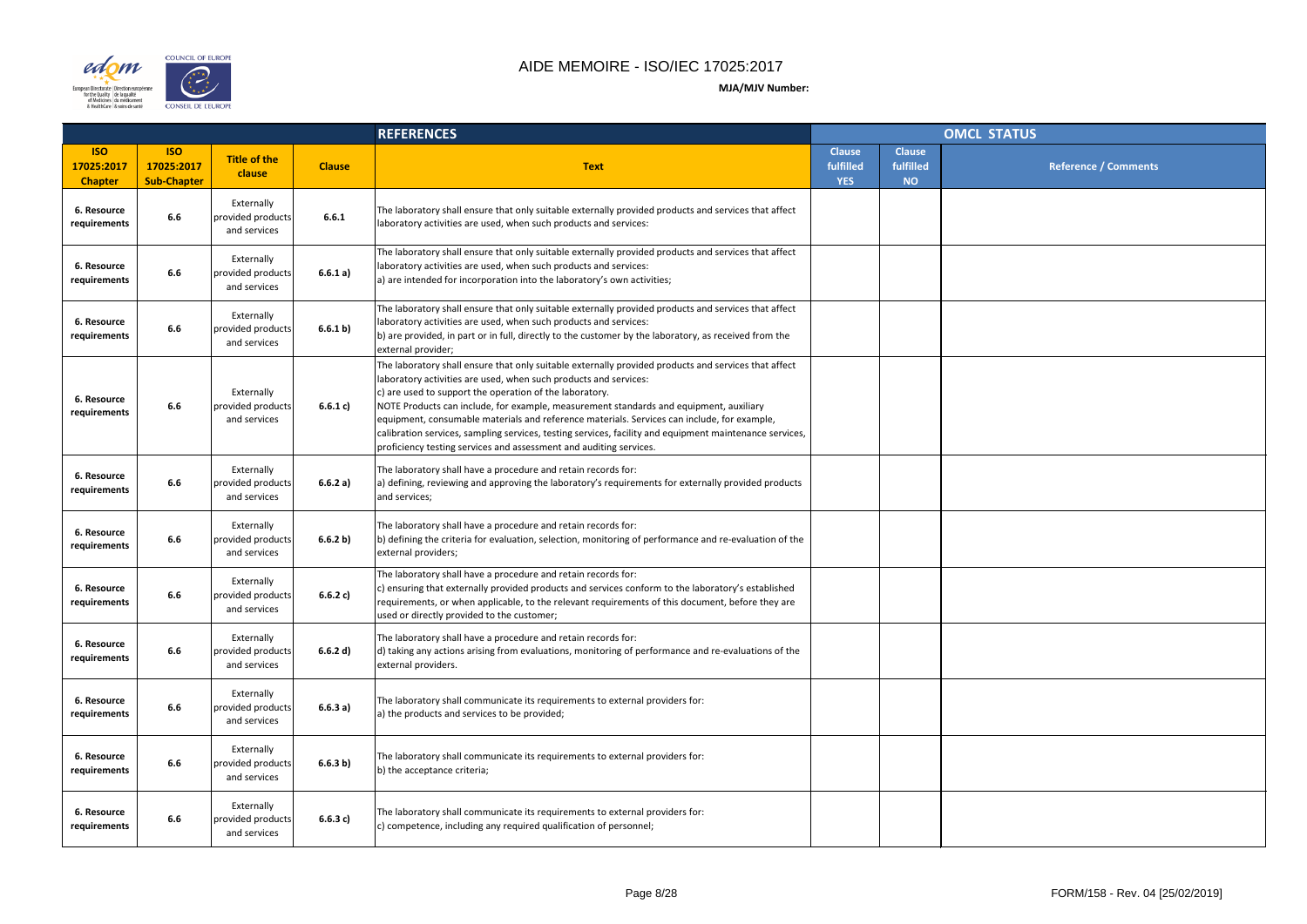# AIDE MEMOIRE - ISO/IEC 17025:2017

**MJA/MJV Number:**

| REFERENCES | | | | | OMCL STATUS | | |
|---|---|---|---|---|---|---|---|
| **ISO 17025:2017 Chapter** | **ISO 17025:2017 Sub-Chapter** | **Title of the clause** | **Clause** | **Text** | **Clause fulfilled YES** | **Clause fulfilled NO** | **Reference / Comments** |
| **6. Resource requirements** | **6.6** | Externally provided products and services | **6.6.1** | The laboratory shall ensure that only suitable externally provided products and services that affect laboratory activities are used, when such products and services: | | | |
| **6. Resource requirements** | **6.6** | Externally provided products and services | **6.6.1 a)** | The laboratory shall ensure that only suitable externally provided products and services that affect laboratory activities are used, when such products and services:<br>a) are intended for incorporation into the laboratory's own activities; | | | |
| **6. Resource requirements** | **6.6** | Externally provided products and services | **6.6.1 b)** | The laboratory shall ensure that only suitable externally provided products and services that affect laboratory activities are used, when such products and services:<br>b) are provided, in part or in full, directly to the customer by the laboratory, as received from the external provider; | | | |
| **6. Resource requirements** | **6.6** | Externally provided products and services | **6.6.1 c)** | The laboratory shall ensure that only suitable externally provided products and services that affect laboratory activities are used, when such products and services:<br>c) are used to support the operation of the laboratory.<br>NOTE Products can include, for example, measurement standards and equipment, auxiliary equipment, consumable materials and reference materials. Services can include, for example, calibration services, sampling services, testing services, facility and equipment maintenance services, proficiency testing services and assessment and auditing services. | | | |
| **6. Resource requirements** | **6.6** | Externally provided products and services | **6.6.2 a)** | The laboratory shall have a procedure and retain records for:<br>a) defining, reviewing and approving the laboratory's requirements for externally provided products and services; | | | |
| **6. Resource requirements** | **6.6** | Externally provided products and services | **6.6.2 b)** | The laboratory shall have a procedure and retain records for:<br>b) defining the criteria for evaluation, selection, monitoring of performance and re-evaluation of the external providers; | | | |
| **6. Resource requirements** | **6.6** | Externally provided products and services | **6.6.2 c)** | The laboratory shall have a procedure and retain records for:<br>c) ensuring that externally provided products and services conform to the laboratory's established requirements, or when applicable, to the relevant requirements of this document, before they are used or directly provided to the customer; | | | |
| **6. Resource requirements** | **6.6** | Externally provided products and services | **6.6.2 d)** | The laboratory shall have a procedure and retain records for:<br>d) taking any actions arising from evaluations, monitoring of performance and re-evaluations of the external providers. | | | |
| **6. Resource requirements** | **6.6** | Externally provided products and services | **6.6.3 a)** | The laboratory shall communicate its requirements to external providers for:<br>a) the products and services to be provided; | | | |
| **6. Resource requirements** | **6.6** | Externally provided products and services | **6.6.3 b)** | The laboratory shall communicate its requirements to external providers for:<br>b) the acceptance criteria; | | | |
| **6. Resource requirements** | **6.6** | Externally provided products and services | **6.6.3 c)** | The laboratory shall communicate its requirements to external providers for:<br>c) competence, including any required qualification of personnel; | | | |

FORM/158 - Rev. 04 [25/02/2019]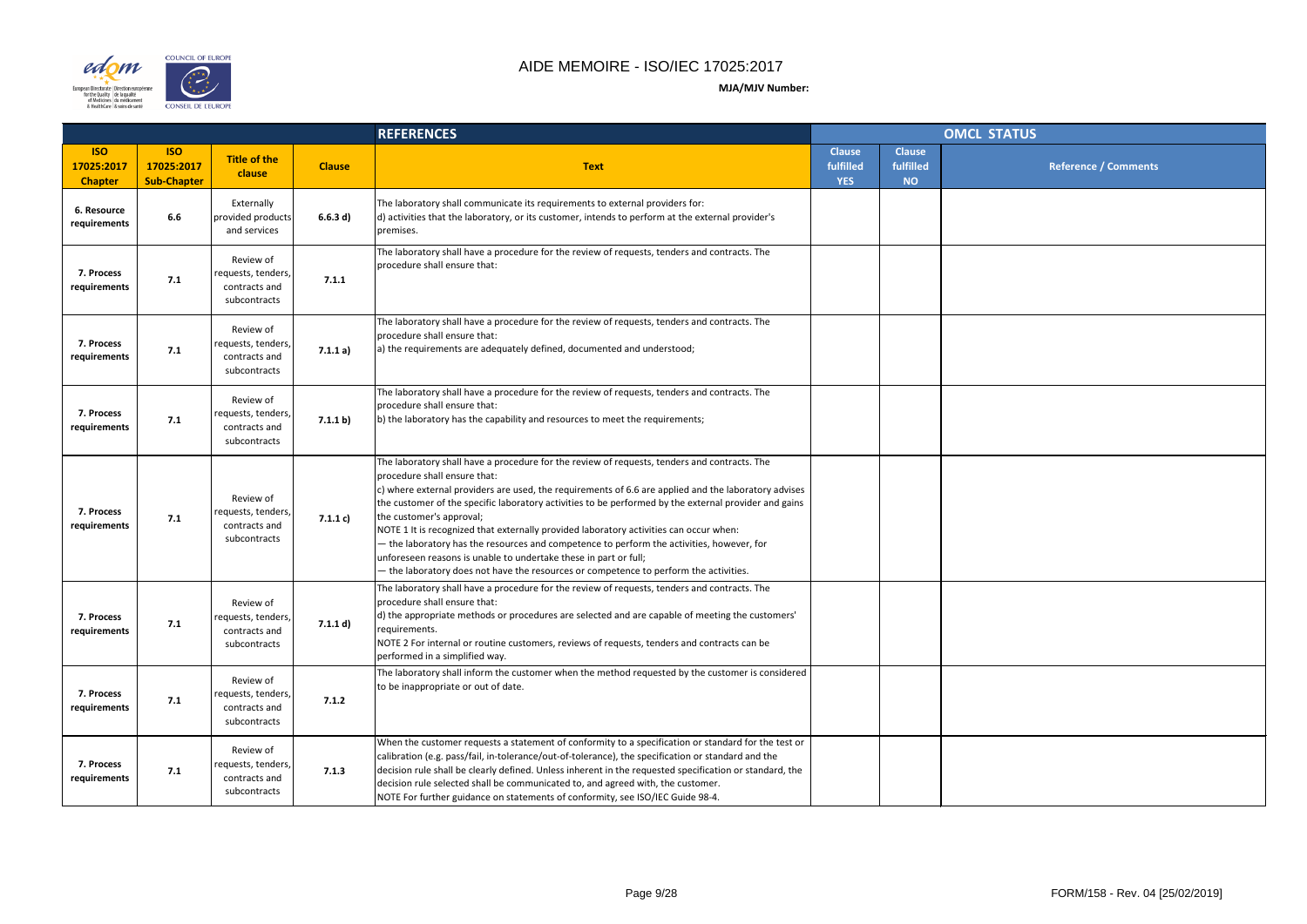# AIDE MEMOIRE - ISO/IEC 17025:2017

**MJA/MJV Number:**

| REFERENCES | | | | | OMCL STATUS | | |
|---|---|---|---|---|---|---|---|
| **ISO 17025:2017 Chapter** | **ISO 17025:2017 Sub-Chapter** | **Title of the clause** | **Clause** | **Text** | **Clause fulfilled YES** | **Clause fulfilled NO** | **Reference / Comments** |
| 6. Resource requirements | 6.6 | Externally provided products and services | 6.6.3 d) | The laboratory shall communicate its requirements to external providers for:<br>d) activities that the laboratory, or its customer, intends to perform at the external provider's premises. | | | |
| 7. Process requirements | 7.1 | Review of requests, tenders, contracts and subcontracts | 7.1.1 | The laboratory shall have a procedure for the review of requests, tenders and contracts. The procedure shall ensure that: | | | |
| 7. Process requirements | 7.1 | Review of requests, tenders, contracts and subcontracts | 7.1.1 a) | The laboratory shall have a procedure for the review of requests, tenders and contracts. The procedure shall ensure that:<br>a) the requirements are adequately defined, documented and understood; | | | |
| 7. Process requirements | 7.1 | Review of requests, tenders, contracts and subcontracts | 7.1.1 b) | The laboratory shall have a procedure for the review of requests, tenders and contracts. The procedure shall ensure that:<br>b) the laboratory has the capability and resources to meet the requirements; | | | |
| 7. Process requirements | 7.1 | Review of requests, tenders, contracts and subcontracts | 7.1.1 c) | The laboratory shall have a procedure for the review of requests, tenders and contracts. The procedure shall ensure that:<br>c) where external providers are used, the requirements of 6.6 are applied and the laboratory advises the customer of the specific laboratory activities to be performed by the external provider and gains the customer's approval;<br>NOTE 1 It is recognized that externally provided laboratory activities can occur when:<br>— the laboratory has the resources and competence to perform the activities, however, for unforeseen reasons is unable to undertake these in part or full;<br>— the laboratory does not have the resources or competence to perform the activities. | | | |
| 7. Process requirements | 7.1 | Review of requests, tenders, contracts and subcontracts | 7.1.1 d) | The laboratory shall have a procedure for the review of requests, tenders and contracts. The procedure shall ensure that:<br>d) the appropriate methods or procedures are selected and are capable of meeting the customers' requirements.<br>NOTE 2 For internal or routine customers, reviews of requests, tenders and contracts can be performed in a simplified way. | | | |
| 7. Process requirements | 7.1 | Review of requests, tenders, contracts and subcontracts | 7.1.2 | The laboratory shall inform the customer when the method requested by the customer is considered to be inappropriate or out of date. | | | |
| 7. Process requirements | 7.1 | Review of requests, tenders, contracts and subcontracts | 7.1.3 | When the customer requests a statement of conformity to a specification or standard for the test or calibration (e.g. pass/fail, in-tolerance/out-of-tolerance), the specification or standard and the decision rule shall be clearly defined. Unless inherent in the requested specification or standard, the decision rule selected shall be communicated to, and agreed with, the customer.<br>NOTE For further guidance on statements of conformity, see ISO/IEC Guide 98-4. | | | |

FORM/158 - Rev. 04 [25/02/2019]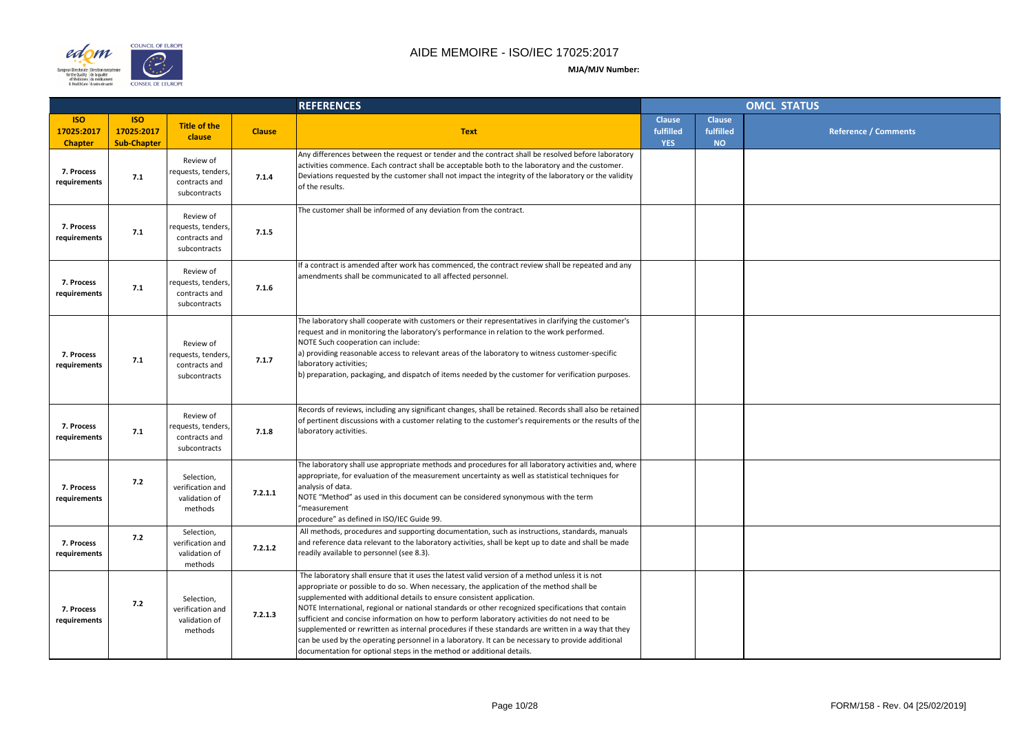# AIDE MEMOIRE - ISO/IEC 17025:2017

**MJA/MJV Number:**

| REFERENCES | | | | | OMCL STATUS | | |
|---|---|---|---|---|---|---|---|
| **ISO 17025:2017 Chapter** | **ISO 17025:2017 Sub-Chapter** | **Title of the clause** | **Clause** | **Text** | **Clause fulfilled YES** | **Clause fulfilled NO** | **Reference / Comments** |
| **7. Process requirements** | **7.1** | Review of requests, tenders, contracts and subcontracts | **7.1.4** | Any differences between the request or tender and the contract shall be resolved before laboratory activities commence. Each contract shall be acceptable both to the laboratory and the customer. Deviations requested by the customer shall not impact the integrity of the laboratory or the validity of the results. | | | |
| **7. Process requirements** | **7.1** | Review of requests, tenders, contracts and subcontracts | **7.1.5** | The customer shall be informed of any deviation from the contract. | | | |
| **7. Process requirements** | **7.1** | Review of requests, tenders, contracts and subcontracts | **7.1.6** | If a contract is amended after work has commenced, the contract review shall be repeated and any amendments shall be communicated to all affected personnel. | | | |
| **7. Process requirements** | **7.1** | Review of requests, tenders, contracts and subcontracts | **7.1.7** | The laboratory shall cooperate with customers or their representatives in clarifying the customer's request and in monitoring the laboratory's performance in relation to the work performed.<br>NOTE Such cooperation can include:<br>a) providing reasonable access to relevant areas of the laboratory to witness customer-specific laboratory activities;<br>b) preparation, packaging, and dispatch of items needed by the customer for verification purposes. | | | |
| **7. Process requirements** | **7.1** | Review of requests, tenders, contracts and subcontracts | **7.1.8** | Records of reviews, including any significant changes, shall be retained. Records shall also be retained of pertinent discussions with a customer relating to the customer's requirements or the results of the laboratory activities. | | | |
| **7. Process requirements** | **7.2** | Selection, verification and validation of methods | **7.2.1.1** | The laboratory shall use appropriate methods and procedures for all laboratory activities and, where appropriate, for evaluation of the measurement uncertainty as well as statistical techniques for analysis of data.<br>NOTE "Method" as used in this document can be considered synonymous with the term "measurement procedure" as defined in ISO/IEC Guide 99. | | | |
| **7. Process requirements** | **7.2** | Selection, verification and validation of methods | **7.2.1.2** | All methods, procedures and supporting documentation, such as instructions, standards, manuals and reference data relevant to the laboratory activities, shall be kept up to date and shall be made readily available to personnel (see 8.3). | | | |
| **7. Process requirements** | **7.2** | Selection, verification and validation of methods | **7.2.1.3** | The laboratory shall ensure that it uses the latest valid version of a method unless it is not appropriate or possible to do so. When necessary, the application of the method shall be supplemented with additional details to ensure consistent application.<br>NOTE International, regional or national standards or other recognized specifications that contain sufficient and concise information on how to perform laboratory activities do not need to be supplemented or rewritten as internal procedures if these standards are written in a way that they can be used by the operating personnel in a laboratory. It can be necessary to provide additional documentation for optional steps in the method or additional details. | | | |

FORM/158 - Rev. 04 [25/02/2019]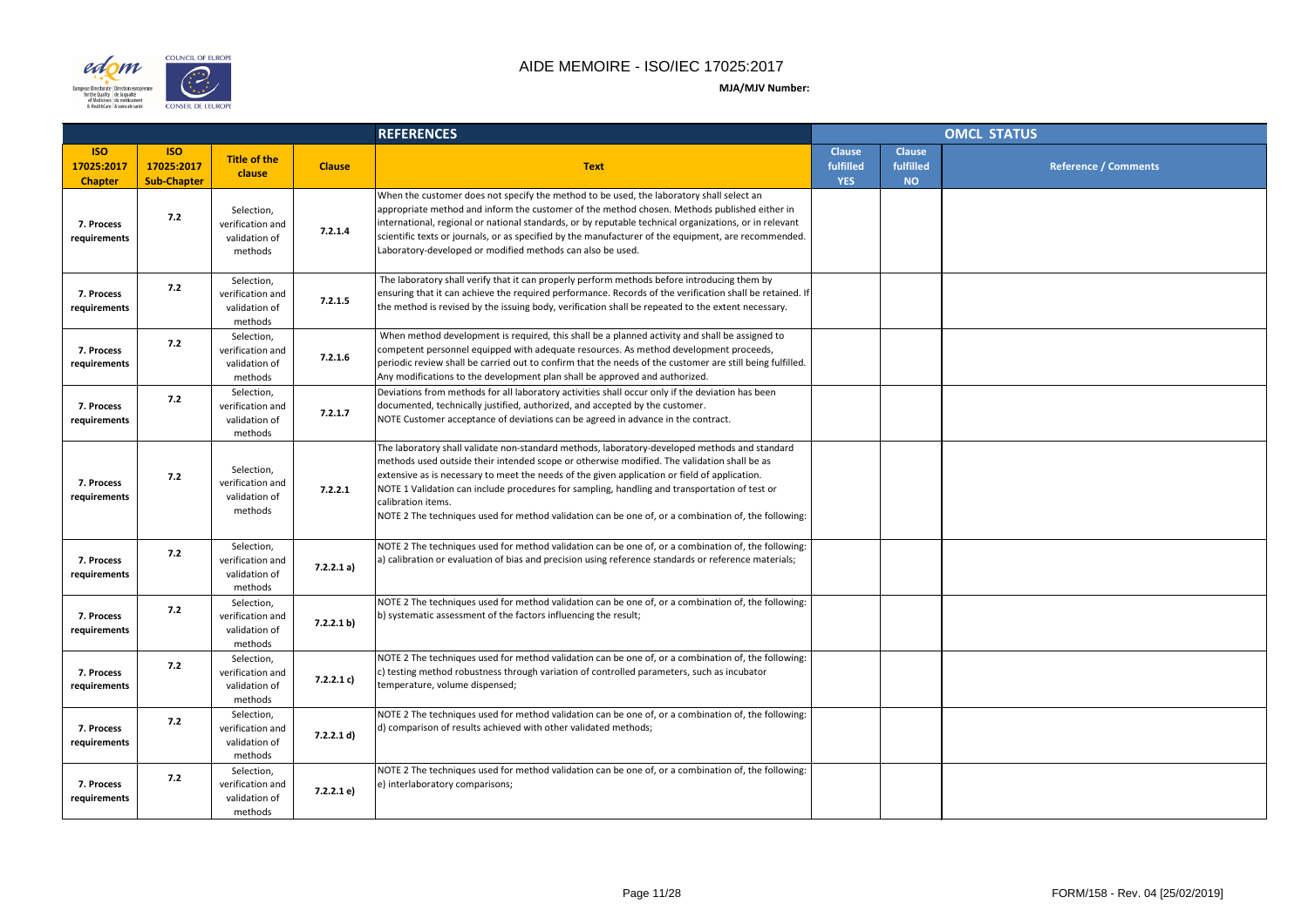# AIDE MEMOIRE - ISO/IEC 17025:2017

**MJA/MJV Number:**

| REFERENCES | | | | | OMCL STATUS | | |
|---|---|---|---|---|---|---|---|
| **ISO 17025:2017 Chapter** | **ISO 17025:2017 Sub-Chapter** | **Title of the clause** | **Clause** | **Text** | **Clause fulfilled YES** | **Clause fulfilled NO** | **Reference / Comments** |
| **7. Process requirements** | **7.2** | Selection, verification and validation of methods | **7.2.1.4** | When the customer does not specify the method to be used, the laboratory shall select an appropriate method and inform the customer of the method chosen. Methods published either in international, regional or national standards, or by reputable technical organizations, or in relevant scientific texts or journals, or as specified by the manufacturer of the equipment, are recommended. Laboratory-developed or modified methods can also be used. | | | |
| **7. Process requirements** | **7.2** | Selection, verification and validation of methods | **7.2.1.5** | The laboratory shall verify that it can properly perform methods before introducing them by ensuring that it can achieve the required performance. Records of the verification shall be retained. If the method is revised by the issuing body, verification shall be repeated to the extent necessary. | | | |
| **7. Process requirements** | **7.2** | Selection, verification and validation of methods | **7.2.1.6** | When method development is required, this shall be a planned activity and shall be assigned to competent personnel equipped with adequate resources. As method development proceeds, periodic review shall be carried out to confirm that the needs of the customer are still being fulfilled. Any modifications to the development plan shall be approved and authorized. | | | |
| **7. Process requirements** | **7.2** | Selection, verification and validation of methods | **7.2.1.7** | Deviations from methods for all laboratory activities shall occur only if the deviation has been documented, technically justified, authorized, and accepted by the customer.<br>NOTE Customer acceptance of deviations can be agreed in advance in the contract. | | | |
| **7. Process requirements** | **7.2** | Selection, verification and validation of methods | **7.2.2.1** | The laboratory shall validate non-standard methods, laboratory-developed methods and standard methods used outside their intended scope or otherwise modified. The validation shall be as extensive as is necessary to meet the needs of the given application or field of application.<br>NOTE 1 Validation can include procedures for sampling, handling and transportation of test or calibration items.<br>NOTE 2 The techniques used for method validation can be one of, or a combination of, the following: | | | |
| **7. Process requirements** | **7.2** | Selection, verification and validation of methods | **7.2.2.1 a)** | NOTE 2 The techniques used for method validation can be one of, or a combination of, the following:<br>a) calibration or evaluation of bias and precision using reference standards or reference materials; | | | |
| **7. Process requirements** | **7.2** | Selection, verification and validation of methods | **7.2.2.1 b)** | NOTE 2 The techniques used for method validation can be one of, or a combination of, the following:<br>b) systematic assessment of the factors influencing the result; | | | |
| **7. Process requirements** | **7.2** | Selection, verification and validation of methods | **7.2.2.1 c)** | NOTE 2 The techniques used for method validation can be one of, or a combination of, the following:<br>c) testing method robustness through variation of controlled parameters, such as incubator temperature, volume dispensed; | | | |
| **7. Process requirements** | **7.2** | Selection, verification and validation of methods | **7.2.2.1 d)** | NOTE 2 The techniques used for method validation can be one of, or a combination of, the following:<br>d) comparison of results achieved with other validated methods; | | | |
| **7. Process requirements** | **7.2** | Selection, verification and validation of methods | **7.2.2.1 e)** | NOTE 2 The techniques used for method validation can be one of, or a combination of, the following:<br>e) interlaboratory comparisons; | | | |

FORM/158 - Rev. 04 [25/02/2019]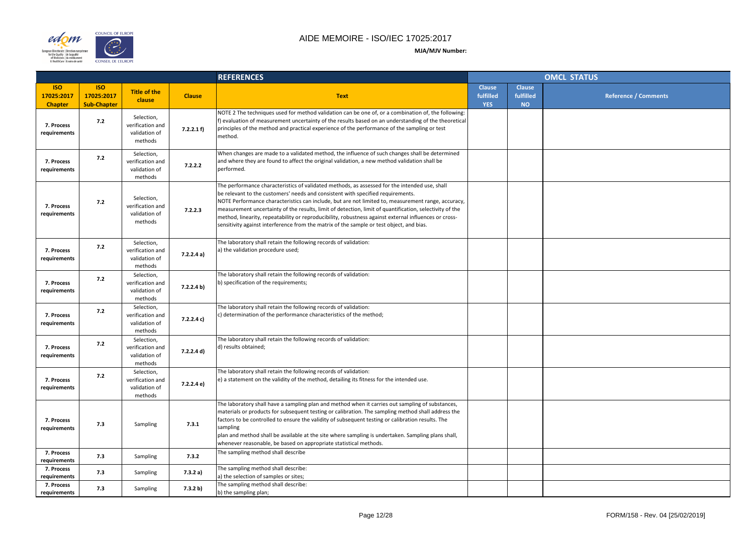# AIDE MEMOIRE - ISO/IEC 17025:2017

**MJA/MJV Number:**

| REFERENCES | | | | | OMCL STATUS | | |
|---|---|---|---|---|---|---|---|
| **ISO 17025:2017 Chapter** | **ISO 17025:2017 Sub-Chapter** | **Title of the clause** | **Clause** | **Text** | **Clause fulfilled YES** | **Clause fulfilled NO** | **Reference / Comments** |
| 7. Process requirements | 7.2 | Selection, verification and validation of methods | 7.2.2.1 f) | NOTE 2 The techniques used for method validation can be one of, or a combination of, the following: f) evaluation of measurement uncertainty of the results based on an understanding of the theoretical principles of the method and practical experience of the performance of the sampling or test method. | | | |
| 7. Process requirements | 7.2 | Selection, verification and validation of methods | 7.2.2.2 | When changes are made to a validated method, the influence of such changes shall be determined and where they are found to affect the original validation, a new method validation shall be performed. | | | |
| 7. Process requirements | 7.2 | Selection, verification and validation of methods | 7.2.2.3 | The performance characteristics of validated methods, as assessed for the intended use, shall be relevant to the customers' needs and consistent with specified requirements.<br>NOTE Performance characteristics can include, but are not limited to, measurement range, accuracy, measurement uncertainty of the results, limit of detection, limit of quantification, selectivity of the method, linearity, repeatability or reproducibility, robustness against external influences or cross-sensitivity against interference from the matrix of the sample or test object, and bias. | | | |
| 7. Process requirements | 7.2 | Selection, verification and validation of methods | 7.2.2.4 a) | The laboratory shall retain the following records of validation:<br>a) the validation procedure used; | | | |
| 7. Process requirements | 7.2 | Selection, verification and validation of methods | 7.2.2.4 b) | The laboratory shall retain the following records of validation:<br>b) specification of the requirements; | | | |
| 7. Process requirements | 7.2 | Selection, verification and validation of methods | 7.2.2.4 c) | The laboratory shall retain the following records of validation:<br>c) determination of the performance characteristics of the method; | | | |
| 7. Process requirements | 7.2 | Selection, verification and validation of methods | 7.2.2.4 d) | The laboratory shall retain the following records of validation:<br>d) results obtained; | | | |
| 7. Process requirements | 7.2 | Selection, verification and validation of methods | 7.2.2.4 e) | The laboratory shall retain the following records of validation:<br>e) a statement on the validity of the method, detailing its fitness for the intended use. | | | |
| 7. Process requirements | 7.3 | Sampling | 7.3.1 | The laboratory shall have a sampling plan and method when it carries out sampling of substances, materials or products for subsequent testing or calibration. The sampling method shall address the factors to be controlled to ensure the validity of subsequent testing or calibration results. The sampling<br>plan and method shall be available at the site where sampling is undertaken. Sampling plans shall, whenever reasonable, be based on appropriate statistical methods. | | | |
| 7. Process requirements | 7.3 | Sampling | 7.3.2 | The sampling method shall describe | | | |
| 7. Process requirements | 7.3 | Sampling | 7.3.2 a) | The sampling method shall describe:<br>a) the selection of samples or sites; | | | |
| 7. Process requirements | 7.3 | Sampling | 7.3.2 b) | The sampling method shall describe:<br>b) the sampling plan; | | | |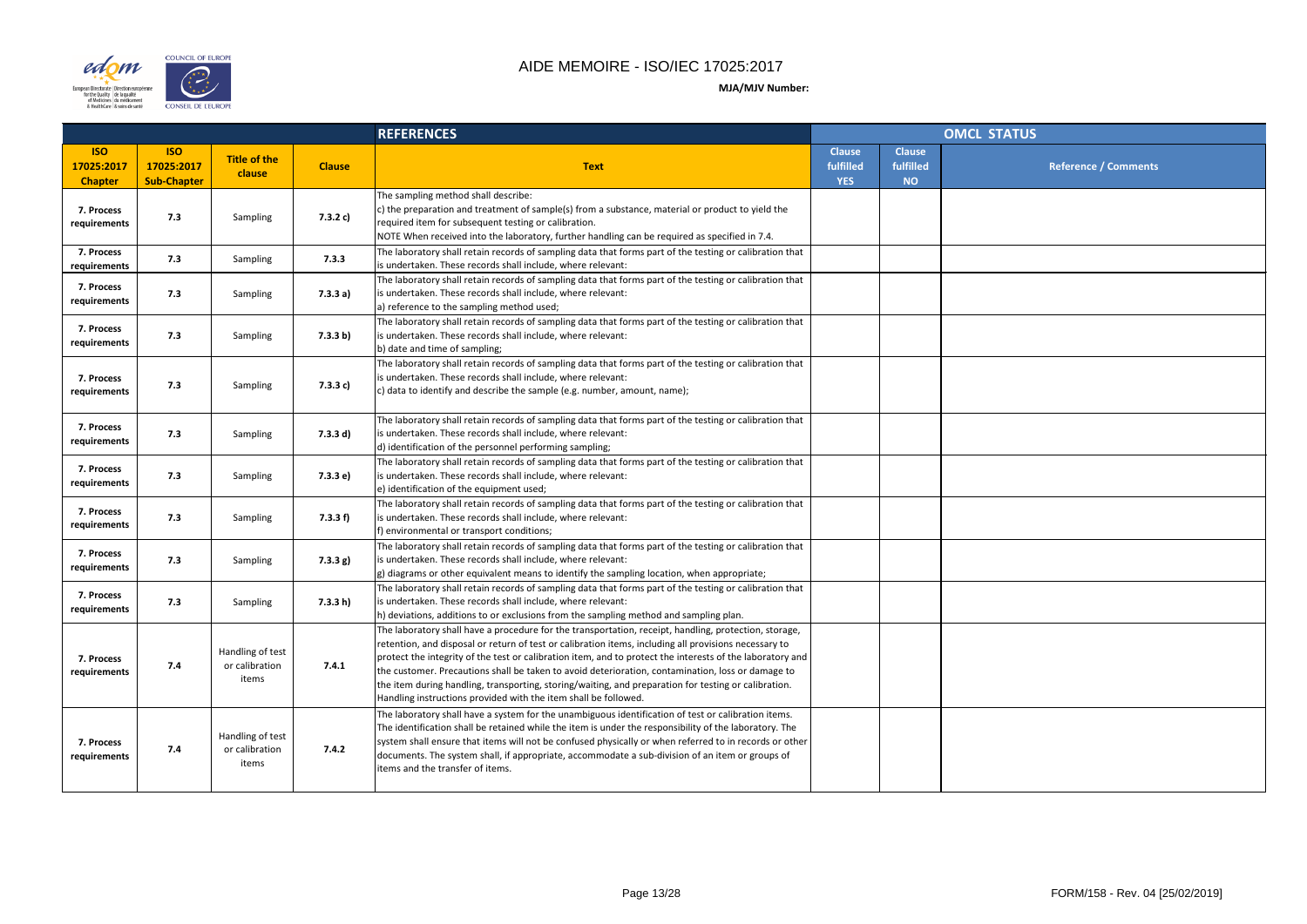# AIDE MEMOIRE - ISO/IEC 17025:2017

**MJA/MJV Number:**

| REFERENCES | | | | | OMCL STATUS | | |
|---|---|---|---|---|---|---|---|
| **ISO 17025:2017 Chapter** | **ISO 17025:2017 Sub-Chapter** | **Title of the clause** | **Clause** | **Text** | **Clause fulfilled YES** | **Clause fulfilled NO** | **Reference / Comments** |
| **7. Process requirements** | **7.3** | Sampling | **7.3.2 c)** | The sampling method shall describe:<br>c) the preparation and treatment of sample(s) from a substance, material or product to yield the required item for subsequent testing or calibration.<br>NOTE When received into the laboratory, further handling can be required as specified in 7.4. | | | |
| **7. Process requirements** | **7.3** | Sampling | **7.3.3** | The laboratory shall retain records of sampling data that forms part of the testing or calibration that is undertaken. These records shall include, where relevant: | | | |
| **7. Process requirements** | **7.3** | Sampling | **7.3.3 a)** | The laboratory shall retain records of sampling data that forms part of the testing or calibration that is undertaken. These records shall include, where relevant:<br>a) reference to the sampling method used; | | | |
| **7. Process requirements** | **7.3** | Sampling | **7.3.3 b)** | The laboratory shall retain records of sampling data that forms part of the testing or calibration that is undertaken. These records shall include, where relevant:<br>b) date and time of sampling; | | | |
| **7. Process requirements** | **7.3** | Sampling | **7.3.3 c)** | The laboratory shall retain records of sampling data that forms part of the testing or calibration that is undertaken. These records shall include, where relevant:<br>c) data to identify and describe the sample (e.g. number, amount, name); | | | |
| **7. Process requirements** | **7.3** | Sampling | **7.3.3 d)** | The laboratory shall retain records of sampling data that forms part of the testing or calibration that is undertaken. These records shall include, where relevant:<br>d) identification of the personnel performing sampling; | | | |
| **7. Process requirements** | **7.3** | Sampling | **7.3.3 e)** | The laboratory shall retain records of sampling data that forms part of the testing or calibration that is undertaken. These records shall include, where relevant:<br>e) identification of the equipment used; | | | |
| **7. Process requirements** | **7.3** | Sampling | **7.3.3 f)** | The laboratory shall retain records of sampling data that forms part of the testing or calibration that is undertaken. These records shall include, where relevant:<br>f) environmental or transport conditions; | | | |
| **7. Process requirements** | **7.3** | Sampling | **7.3.3 g)** | The laboratory shall retain records of sampling data that forms part of the testing or calibration that is undertaken. These records shall include, where relevant:<br>g) diagrams or other equivalent means to identify the sampling location, when appropriate; | | | |
| **7. Process requirements** | **7.3** | Sampling | **7.3.3 h)** | The laboratory shall retain records of sampling data that forms part of the testing or calibration that is undertaken. These records shall include, where relevant:<br>h) deviations, additions to or exclusions from the sampling method and sampling plan. | | | |
| **7. Process requirements** | **7.4** | Handling of test or calibration items | **7.4.1** | The laboratory shall have a procedure for the transportation, receipt, handling, protection, storage, retention, and disposal or return of test or calibration items, including all provisions necessary to protect the integrity of the test or calibration item, and to protect the interests of the laboratory and the customer. Precautions shall be taken to avoid deterioration, contamination, loss or damage to the item during handling, transporting, storing/waiting, and preparation for testing or calibration. Handling instructions provided with the item shall be followed. | | | |
| **7. Process requirements** | **7.4** | Handling of test or calibration items | **7.4.2** | The laboratory shall have a system for the unambiguous identification of test or calibration items. The identification shall be retained while the item is under the responsibility of the laboratory. The system shall ensure that items will not be confused physically or when referred to in records or other documents. The system shall, if appropriate, accommodate a sub-division of an item or groups of items and the transfer of items. | | | |

FORM/158 - Rev. 04 [25/02/2019]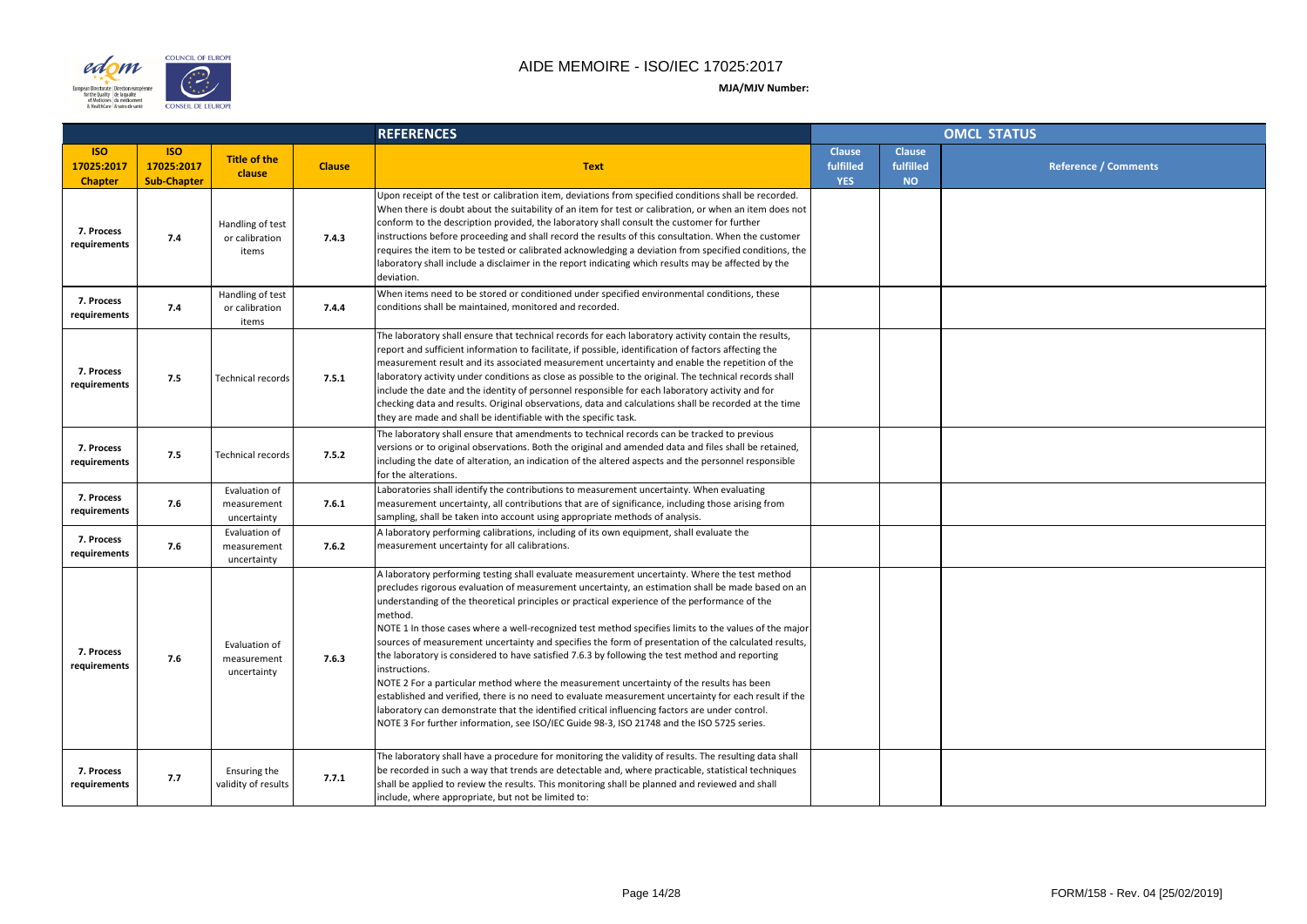# AIDE MEMOIRE - ISO/IEC 17025:2017

**MJA/MJV Number:**

| REFERENCES | | | | | OMCL STATUS | | |
|---|---|---|---|---|---|---|---|
| **ISO 17025:2017 Chapter** | **ISO 17025:2017 Sub-Chapter** | **Title of the clause** | **Clause** | **Text** | **Clause fulfilled YES** | **Clause fulfilled NO** | **Reference / Comments** |
| 7. Process requirements | 7.4 | Handling of test or calibration items | 7.4.3 | Upon receipt of the test or calibration item, deviations from specified conditions shall be recorded. When there is doubt about the suitability of an item for test or calibration, or when an item does not conform to the description provided, the laboratory shall consult the customer for further instructions before proceeding and shall record the results of this consultation. When the customer requires the item to be tested or calibrated acknowledging a deviation from specified conditions, the laboratory shall include a disclaimer in the report indicating which results may be affected by the deviation. | | | |
| 7. Process requirements | 7.4 | Handling of test or calibration items | 7.4.4 | When items need to be stored or conditioned under specified environmental conditions, these conditions shall be maintained, monitored and recorded. | | | |
| 7. Process requirements | 7.5 | Technical records | 7.5.1 | The laboratory shall ensure that technical records for each laboratory activity contain the results, report and sufficient information to facilitate, if possible, identification of factors affecting the measurement result and its associated measurement uncertainty and enable the repetition of the laboratory activity under conditions as close as possible to the original. The technical records shall include the date and the identity of personnel responsible for each laboratory activity and for checking data and results. Original observations, data and calculations shall be recorded at the time they are made and shall be identifiable with the specific task. | | | |
| 7. Process requirements | 7.5 | Technical records | 7.5.2 | The laboratory shall ensure that amendments to technical records can be tracked to previous versions or to original observations. Both the original and amended data and files shall be retained, including the date of alteration, an indication of the altered aspects and the personnel responsible for the alterations. | | | |
| 7. Process requirements | 7.6 | Evaluation of measurement uncertainty | 7.6.1 | Laboratories shall identify the contributions to measurement uncertainty. When evaluating measurement uncertainty, all contributions that are of significance, including those arising from sampling, shall be taken into account using appropriate methods of analysis. | | | |
| 7. Process requirements | 7.6 | Evaluation of measurement uncertainty | 7.6.2 | A laboratory performing calibrations, including of its own equipment, shall evaluate the measurement uncertainty for all calibrations. | | | |
| 7. Process requirements | 7.6 | Evaluation of measurement uncertainty | 7.6.3 | A laboratory performing testing shall evaluate measurement uncertainty. Where the test method precludes rigorous evaluation of measurement uncertainty, an estimation shall be made based on an understanding of the theoretical principles or practical experience of the performance of the method.<br>NOTE 1 In those cases where a well-recognized test method specifies limits to the values of the major sources of measurement uncertainty and specifies the form of presentation of the calculated results, the laboratory is considered to have satisfied 7.6.3 by following the test method and reporting instructions.<br>NOTE 2 For a particular method where the measurement uncertainty of the results has been established and verified, there is no need to evaluate measurement uncertainty for each result if the laboratory can demonstrate that the identified critical influencing factors are under control.<br>NOTE 3 For further information, see ISO/IEC Guide 98-3, ISO 21748 and the ISO 5725 series. | | | |
| 7. Process requirements | 7.7 | Ensuring the validity of results | 7.7.1 | The laboratory shall have a procedure for monitoring the validity of results. The resulting data shall be recorded in such a way that trends are detectable and, where practicable, statistical techniques shall be applied to review the results. This monitoring shall be planned and reviewed and shall include, where appropriate, but not be limited to: | | | |

FORM/158 - Rev. 04 [25/02/2019]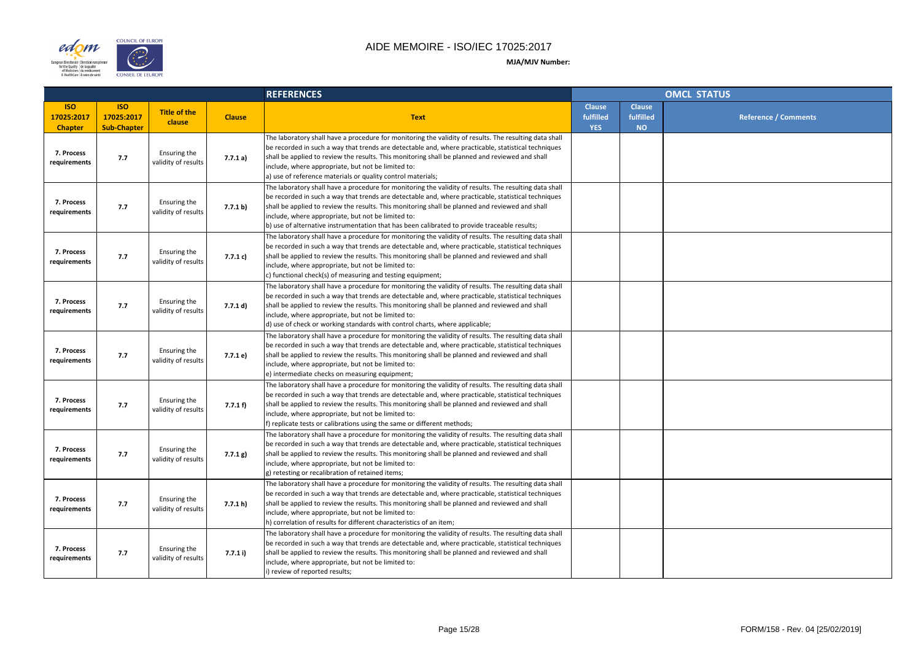# AIDE MEMOIRE - ISO/IEC 17025:2017

**MJA/MJV Number:**

| REFERENCES | | | | | OMCL STATUS | | |
|---|---|---|---|---|---|---|---|
| **ISO 17025:2017 Chapter** | **ISO 17025:2017 Sub-Chapter** | **Title of the clause** | **Clause** | **Text** | **Clause fulfilled YES** | **Clause fulfilled NO** | **Reference / Comments** |
| **7. Process requirements** | **7.7** | Ensuring the validity of results | **7.7.1 a)** | The laboratory shall have a procedure for monitoring the validity of results. The resulting data shall be recorded in such a way that trends are detectable and, where practicable, statistical techniques shall be applied to review the results. This monitoring shall be planned and reviewed and shall include, where appropriate, but not be limited to:<br>a) use of reference materials or quality control materials; | | | |
| **7. Process requirements** | **7.7** | Ensuring the validity of results | **7.7.1 b)** | The laboratory shall have a procedure for monitoring the validity of results. The resulting data shall be recorded in such a way that trends are detectable and, where practicable, statistical techniques shall be applied to review the results. This monitoring shall be planned and reviewed and shall include, where appropriate, but not be limited to:<br>b) use of alternative instrumentation that has been calibrated to provide traceable results; | | | |
| **7. Process requirements** | **7.7** | Ensuring the validity of results | **7.7.1 c)** | The laboratory shall have a procedure for monitoring the validity of results. The resulting data shall be recorded in such a way that trends are detectable and, where practicable, statistical techniques shall be applied to review the results. This monitoring shall be planned and reviewed and shall include, where appropriate, but not be limited to:<br>c) functional check(s) of measuring and testing equipment; | | | |
| **7. Process requirements** | **7.7** | Ensuring the validity of results | **7.7.1 d)** | The laboratory shall have a procedure for monitoring the validity of results. The resulting data shall be recorded in such a way that trends are detectable and, where practicable, statistical techniques shall be applied to review the results. This monitoring shall be planned and reviewed and shall include, where appropriate, but not be limited to:<br>d) use of check or working standards with control charts, where applicable; | | | |
| **7. Process requirements** | **7.7** | Ensuring the validity of results | **7.7.1 e)** | The laboratory shall have a procedure for monitoring the validity of results. The resulting data shall be recorded in such a way that trends are detectable and, where practicable, statistical techniques shall be applied to review the results. This monitoring shall be planned and reviewed and shall include, where appropriate, but not be limited to:<br>e) intermediate checks on measuring equipment; | | | |
| **7. Process requirements** | **7.7** | Ensuring the validity of results | **7.7.1 f)** | The laboratory shall have a procedure for monitoring the validity of results. The resulting data shall be recorded in such a way that trends are detectable and, where practicable, statistical techniques shall be applied to review the results. This monitoring shall be planned and reviewed and shall include, where appropriate, but not be limited to:<br>f) replicate tests or calibrations using the same or different methods; | | | |
| **7. Process requirements** | **7.7** | Ensuring the validity of results | **7.7.1 g)** | The laboratory shall have a procedure for monitoring the validity of results. The resulting data shall be recorded in such a way that trends are detectable and, where practicable, statistical techniques shall be applied to review the results. This monitoring shall be planned and reviewed and shall include, where appropriate, but not be limited to:<br>g) retesting or recalibration of retained items; | | | |
| **7. Process requirements** | **7.7** | Ensuring the validity of results | **7.7.1 h)** | The laboratory shall have a procedure for monitoring the validity of results. The resulting data shall be recorded in such a way that trends are detectable and, where practicable, statistical techniques shall be applied to review the results. This monitoring shall be planned and reviewed and shall include, where appropriate, but not be limited to:<br>h) correlation of results for different characteristics of an item; | | | |
| **7. Process requirements** | **7.7** | Ensuring the validity of results | **7.7.1 i)** | The laboratory shall have a procedure for monitoring the validity of results. The resulting data shall be recorded in such a way that trends are detectable and, where practicable, statistical techniques shall be applied to review the results. This monitoring shall be planned and reviewed and shall include, where appropriate, but not be limited to:<br>i) review of reported results; | | | |

FORM/158 - Rev. 04 [25/02/2019]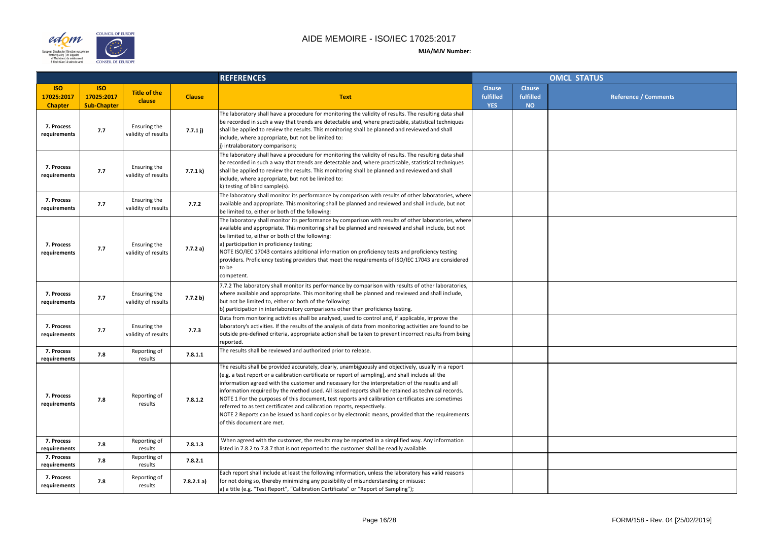# AIDE MEMOIRE - ISO/IEC 17025:2017

**MJA/MJV Number:**

| REFERENCES | | | | | OMCL STATUS | | |
|---|---|---|---|---|---|---|---|
| **ISO 17025:2017 Chapter** | **ISO 17025:2017 Sub-Chapter** | **Title of the clause** | **Clause** | **Text** | **Clause fulfilled YES** | **Clause fulfilled NO** | **Reference / Comments** |
| **7. Process requirements** | **7.7** | Ensuring the validity of results | **7.7.1 j)** | The laboratory shall have a procedure for monitoring the validity of results. The resulting data shall be recorded in such a way that trends are detectable and, where practicable, statistical techniques shall be applied to review the results. This monitoring shall be planned and reviewed and shall include, where appropriate, but not be limited to:<br>j) intralaboratory comparisons; | | | |
| **7. Process requirements** | **7.7** | Ensuring the validity of results | **7.7.1 k)** | The laboratory shall have a procedure for monitoring the validity of results. The resulting data shall be recorded in such a way that trends are detectable and, where practicable, statistical techniques shall be applied to review the results. This monitoring shall be planned and reviewed and shall include, where appropriate, but not be limited to:<br>k) testing of blind sample(s). | | | |
| **7. Process requirements** | **7.7** | Ensuring the validity of results | **7.7.2** | The laboratory shall monitor its performance by comparison with results of other laboratories, where available and appropriate. This monitoring shall be planned and reviewed and shall include, but not be limited to, either or both of the following: | | | |
| **7. Process requirements** | **7.7** | Ensuring the validity of results | **7.7.2 a)** | The laboratory shall monitor its performance by comparison with results of other laboratories, where available and appropriate. This monitoring shall be planned and reviewed and shall include, but not be limited to, either or both of the following:<br>a) participation in proficiency testing;<br>NOTE ISO/IEC 17043 contains additional information on proficiency tests and proficiency testing providers. Proficiency testing providers that meet the requirements of ISO/IEC 17043 are considered to be competent. | | | |
| **7. Process requirements** | **7.7** | Ensuring the validity of results | **7.7.2 b)** | 7.7.2 The laboratory shall monitor its performance by comparison with results of other laboratories, where available and appropriate. This monitoring shall be planned and reviewed and shall include, but not be limited to, either or both of the following:<br>b) participation in interlaboratory comparisons other than proficiency testing. | | | |
| **7. Process requirements** | **7.7** | Ensuring the validity of results | **7.7.3** | Data from monitoring activities shall be analysed, used to control and, if applicable, improve the laboratory's activities. If the results of the analysis of data from monitoring activities are found to be outside pre-defined criteria, appropriate action shall be taken to prevent incorrect results from being reported. | | | |
| **7. Process requirements** | **7.8** | Reporting of results | **7.8.1.1** | The results shall be reviewed and authorized prior to release. | | | |
| **7. Process requirements** | **7.8** | Reporting of results | **7.8.1.2** | The results shall be provided accurately, clearly, unambiguously and objectively, usually in a report (e.g. a test report or a calibration certificate or report of sampling), and shall include all the information agreed with the customer and necessary for the interpretation of the results and all information required by the method used. All issued reports shall be retained as technical records.<br>NOTE 1 For the purposes of this document, test reports and calibration certificates are sometimes referred to as test certificates and calibration reports, respectively.<br>NOTE 2 Reports can be issued as hard copies or by electronic means, provided that the requirements of this document are met. | | | |
| **7. Process requirements** | **7.8** | Reporting of results | **7.8.1.3** | When agreed with the customer, the results may be reported in a simplified way. Any information listed in 7.8.2 to 7.8.7 that is not reported to the customer shall be readily available. | | | |
| **7. Process requirements** | **7.8** | Reporting of results | **7.8.2.1** | | | | |
| **7. Process requirements** | **7.8** | Reporting of results | **7.8.2.1 a)** | Each report shall include at least the following information, unless the laboratory has valid reasons for not doing so, thereby minimizing any possibility of misunderstanding or misuse:<br>a) a title (e.g. "Test Report", "Calibration Certificate" or "Report of Sampling"); | | | |

FORM/158 - Rev. 04 [25/02/2019]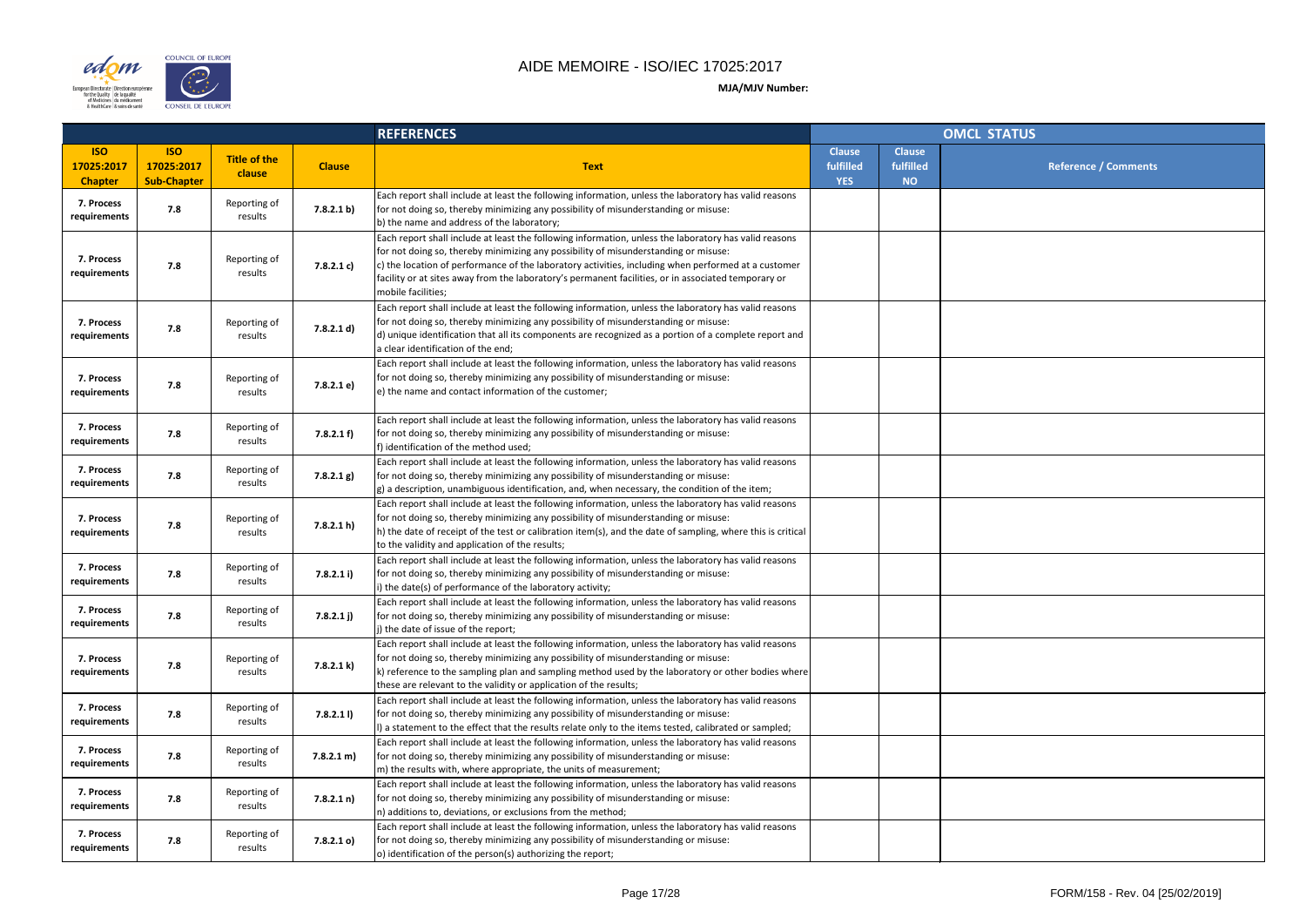# AIDE MEMOIRE - ISO/IEC 17025:2017

**MJA/MJV Number:**

| REFERENCES | | | | | OMCL STATUS | | |
|---|---|---|---|---|---|---|---|
| **ISO 17025:2017 Chapter** | **ISO 17025:2017 Sub-Chapter** | **Title of the clause** | **Clause** | **Text** | **Clause fulfilled YES** | **Clause fulfilled NO** | **Reference / Comments** |
| **7. Process requirements** | **7.8** | Reporting of results | **7.8.2.1 b)** | Each report shall include at least the following information, unless the laboratory has valid reasons for not doing so, thereby minimizing any possibility of misunderstanding or misuse:<br>b) the name and address of the laboratory; | | | |
| **7. Process requirements** | **7.8** | Reporting of results | **7.8.2.1 c)** | Each report shall include at least the following information, unless the laboratory has valid reasons for not doing so, thereby minimizing any possibility of misunderstanding or misuse:<br>c) the location of performance of the laboratory activities, including when performed at a customer facility or at sites away from the laboratory's permanent facilities, or in associated temporary or mobile facilities; | | | |
| **7. Process requirements** | **7.8** | Reporting of results | **7.8.2.1 d)** | Each report shall include at least the following information, unless the laboratory has valid reasons for not doing so, thereby minimizing any possibility of misunderstanding or misuse:<br>d) unique identification that all its components are recognized as a portion of a complete report and a clear identification of the end; | | | |
| **7. Process requirements** | **7.8** | Reporting of results | **7.8.2.1 e)** | Each report shall include at least the following information, unless the laboratory has valid reasons for not doing so, thereby minimizing any possibility of misunderstanding or misuse:<br>e) the name and contact information of the customer; | | | |
| **7. Process requirements** | **7.8** | Reporting of results | **7.8.2.1 f)** | Each report shall include at least the following information, unless the laboratory has valid reasons for not doing so, thereby minimizing any possibility of misunderstanding or misuse:<br>f) identification of the method used; | | | |
| **7. Process requirements** | **7.8** | Reporting of results | **7.8.2.1 g)** | Each report shall include at least the following information, unless the laboratory has valid reasons for not doing so, thereby minimizing any possibility of misunderstanding or misuse:<br>g) a description, unambiguous identification, and, when necessary, the condition of the item; | | | |
| **7. Process requirements** | **7.8** | Reporting of results | **7.8.2.1 h)** | Each report shall include at least the following information, unless the laboratory has valid reasons for not doing so, thereby minimizing any possibility of misunderstanding or misuse:<br>h) the date of receipt of the test or calibration item(s), and the date of sampling, where this is critical to the validity and application of the results; | | | |
| **7. Process requirements** | **7.8** | Reporting of results | **7.8.2.1 i)** | Each report shall include at least the following information, unless the laboratory has valid reasons for not doing so, thereby minimizing any possibility of misunderstanding or misuse:<br>i) the date(s) of performance of the laboratory activity; | | | |
| **7. Process requirements** | **7.8** | Reporting of results | **7.8.2.1 j)** | Each report shall include at least the following information, unless the laboratory has valid reasons for not doing so, thereby minimizing any possibility of misunderstanding or misuse:<br>j) the date of issue of the report; | | | |
| **7. Process requirements** | **7.8** | Reporting of results | **7.8.2.1 k)** | Each report shall include at least the following information, unless the laboratory has valid reasons for not doing so, thereby minimizing any possibility of misunderstanding or misuse:<br>k) reference to the sampling plan and sampling method used by the laboratory or other bodies where these are relevant to the validity or application of the results; | | | |
| **7. Process requirements** | **7.8** | Reporting of results | **7.8.2.1 l)** | Each report shall include at least the following information, unless the laboratory has valid reasons for not doing so, thereby minimizing any possibility of misunderstanding or misuse:<br>l) a statement to the effect that the results relate only to the items tested, calibrated or sampled; | | | |
| **7. Process requirements** | **7.8** | Reporting of results | **7.8.2.1 m)** | Each report shall include at least the following information, unless the laboratory has valid reasons for not doing so, thereby minimizing any possibility of misunderstanding or misuse:<br>m) the results with, where appropriate, the units of measurement; | | | |
| **7. Process requirements** | **7.8** | Reporting of results | **7.8.2.1 n)** | Each report shall include at least the following information, unless the laboratory has valid reasons for not doing so, thereby minimizing any possibility of misunderstanding or misuse:<br>n) additions to, deviations, or exclusions from the method; | | | |
| **7. Process requirements** | **7.8** | Reporting of results | **7.8.2.1 o)** | Each report shall include at least the following information, unless the laboratory has valid reasons for not doing so, thereby minimizing any possibility of misunderstanding or misuse:<br>o) identification of the person(s) authorizing the report; | | | |

FORM/158 - Rev. 04 [25/02/2019]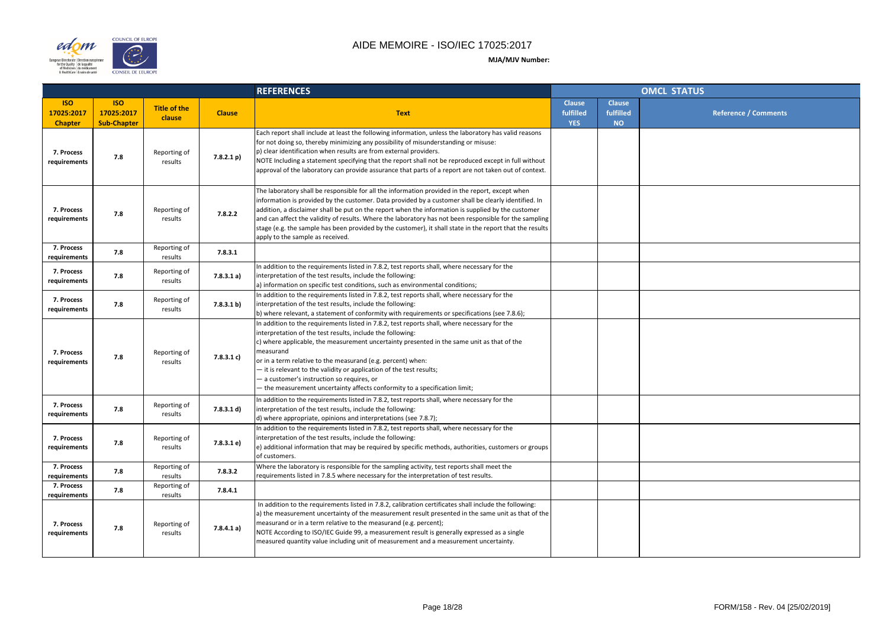# AIDE MEMOIRE - ISO/IEC 17025:2017

**MJA/MJV Number:**

| REFERENCES | | | | | OMCL STATUS | | |
|---|---|---|---|---|---|---|---|
| **ISO 17025:2017 Chapter** | **ISO 17025:2017 Sub-Chapter** | **Title of the clause** | **Clause** | **Text** | **Clause fulfilled YES** | **Clause fulfilled NO** | **Reference / Comments** |
| 7. Process requirements | 7.8 | Reporting of results | 7.8.2.1 p) | Each report shall include at least the following information, unless the laboratory has valid reasons for not doing so, thereby minimizing any possibility of misunderstanding or misuse:<br>p) clear identification when results are from external providers.<br>NOTE Including a statement specifying that the report shall not be reproduced except in full without approval of the laboratory can provide assurance that parts of a report are not taken out of context. | | | |
| 7. Process requirements | 7.8 | Reporting of results | 7.8.2.2 | The laboratory shall be responsible for all the information provided in the report, except when information is provided by the customer. Data provided by a customer shall be clearly identified. In addition, a disclaimer shall be put on the report when the information is supplied by the customer and can affect the validity of results. Where the laboratory has not been responsible for the sampling stage (e.g. the sample has been provided by the customer), it shall state in the report that the results apply to the sample as received. | | | |
| 7. Process requirements | 7.8 | Reporting of results | 7.8.3.1 | | | | |
| 7. Process requirements | 7.8 | Reporting of results | 7.8.3.1 a) | In addition to the requirements listed in 7.8.2, test reports shall, where necessary for the interpretation of the test results, include the following:<br>a) information on specific test conditions, such as environmental conditions; | | | |
| 7. Process requirements | 7.8 | Reporting of results | 7.8.3.1 b) | In addition to the requirements listed in 7.8.2, test reports shall, where necessary for the interpretation of the test results, include the following:<br>b) where relevant, a statement of conformity with requirements or specifications (see 7.8.6); | | | |
| 7. Process requirements | 7.8 | Reporting of results | 7.8.3.1 c) | In addition to the requirements listed in 7.8.2, test reports shall, where necessary for the interpretation of the test results, include the following:<br>c) where applicable, the measurement uncertainty presented in the same unit as that of the measurand<br>or in a term relative to the measurand (e.g. percent) when:<br>— it is relevant to the validity or application of the test results;<br>— a customer's instruction so requires, or<br>— the measurement uncertainty affects conformity to a specification limit; | | | |
| 7. Process requirements | 7.8 | Reporting of results | 7.8.3.1 d) | In addition to the requirements listed in 7.8.2, test reports shall, where necessary for the interpretation of the test results, include the following:<br>d) where appropriate, opinions and interpretations (see 7.8.7); | | | |
| 7. Process requirements | 7.8 | Reporting of results | 7.8.3.1 e) | In addition to the requirements listed in 7.8.2, test reports shall, where necessary for the interpretation of the test results, include the following:<br>e) additional information that may be required by specific methods, authorities, customers or groups of customers. | | | |
| 7. Process requirements | 7.8 | Reporting of results | 7.8.3.2 | Where the laboratory is responsible for the sampling activity, test reports shall meet the requirements listed in 7.8.5 where necessary for the interpretation of test results. | | | |
| 7. Process requirements | 7.8 | Reporting of results | 7.8.4.1 | | | | |
| 7. Process requirements | 7.8 | Reporting of results | 7.8.4.1 a) | In addition to the requirements listed in 7.8.2, calibration certificates shall include the following:<br>a) the measurement uncertainty of the measurement result presented in the same unit as that of the measurand or in a term relative to the measurand (e.g. percent);<br>NOTE According to ISO/IEC Guide 99, a measurement result is generally expressed as a single measured quantity value including unit of measurement and a measurement uncertainty. | | | |

FORM/158 - Rev. 04 [25/02/2019]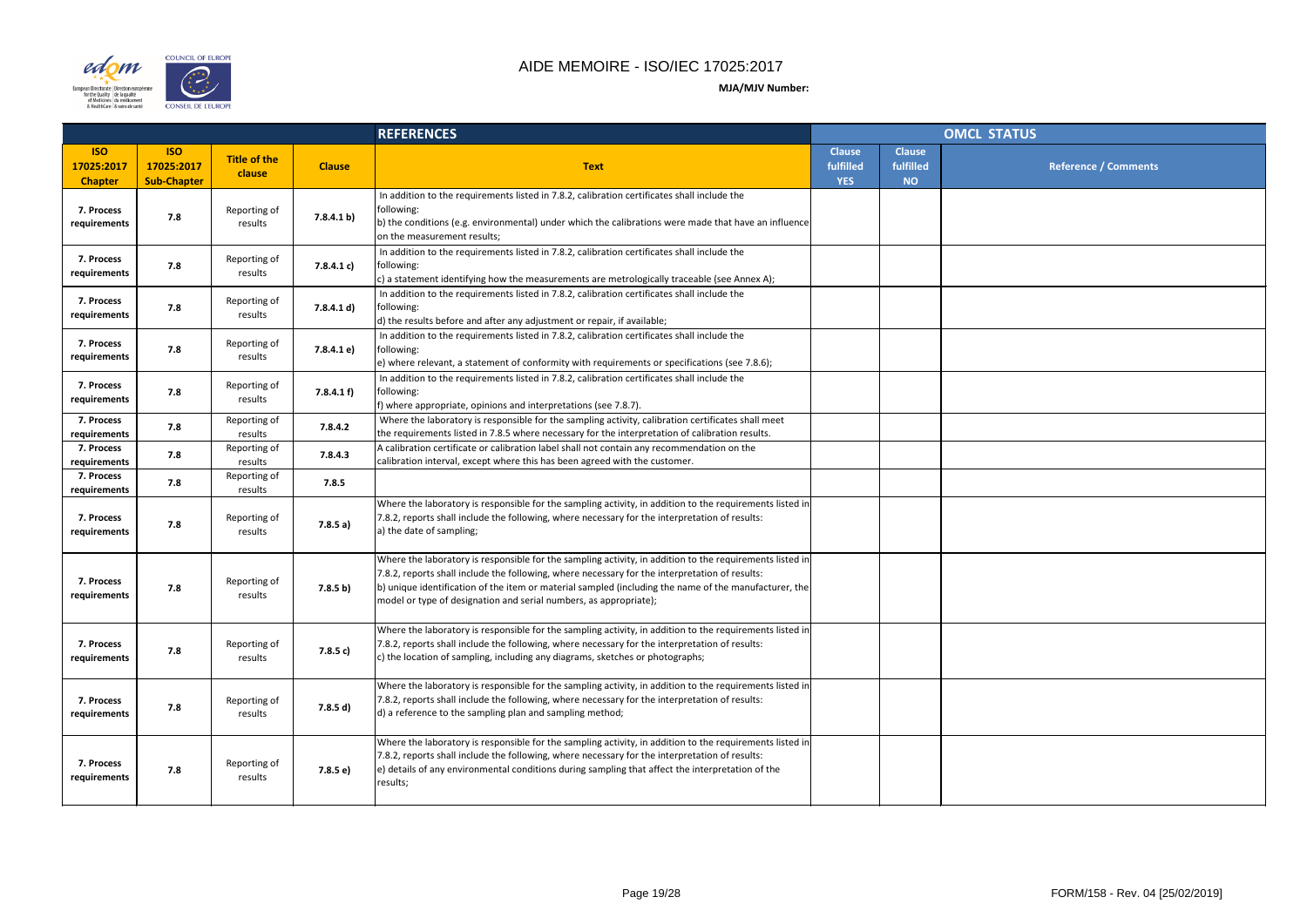# AIDE MEMOIRE - ISO/IEC 17025:2017

**MJA/MJV Number:**

| REFERENCES | | | | | OMCL STATUS | | |
|---|---|---|---|---|---|---|---|
| **ISO 17025:2017 Chapter** | **ISO 17025:2017 Sub-Chapter** | **Title of the clause** | **Clause** | **Text** | **Clause fulfilled YES** | **Clause fulfilled NO** | **Reference / Comments** |
| 7. Process requirements | 7.8 | Reporting of results | 7.8.4.1 b) | In addition to the requirements listed in 7.8.2, calibration certificates shall include the following:<br>b) the conditions (e.g. environmental) under which the calibrations were made that have an influence on the measurement results; | | | |
| 7. Process requirements | 7.8 | Reporting of results | 7.8.4.1 c) | In addition to the requirements listed in 7.8.2, calibration certificates shall include the following:<br>c) a statement identifying how the measurements are metrologically traceable (see Annex A); | | | |
| 7. Process requirements | 7.8 | Reporting of results | 7.8.4.1 d) | In addition to the requirements listed in 7.8.2, calibration certificates shall include the following:<br>d) the results before and after any adjustment or repair, if available; | | | |
| 7. Process requirements | 7.8 | Reporting of results | 7.8.4.1 e) | In addition to the requirements listed in 7.8.2, calibration certificates shall include the following:<br>e) where relevant, a statement of conformity with requirements or specifications (see 7.8.6); | | | |
| 7. Process requirements | 7.8 | Reporting of results | 7.8.4.1 f) | In addition to the requirements listed in 7.8.2, calibration certificates shall include the following:<br>f) where appropriate, opinions and interpretations (see 7.8.7). | | | |
| 7. Process requirements | 7.8 | Reporting of results | 7.8.4.2 | Where the laboratory is responsible for the sampling activity, calibration certificates shall meet the requirements listed in 7.8.5 where necessary for the interpretation of calibration results. | | | |
| 7. Process requirements | 7.8 | Reporting of results | 7.8.4.3 | A calibration certificate or calibration label shall not contain any recommendation on the calibration interval, except where this has been agreed with the customer. | | | |
| 7. Process requirements | 7.8 | Reporting of results | 7.8.5 | | | | |
| 7. Process requirements | 7.8 | Reporting of results | 7.8.5 a) | Where the laboratory is responsible for the sampling activity, in addition to the requirements listed in 7.8.2, reports shall include the following, where necessary for the interpretation of results:<br>a) the date of sampling; | | | |
| 7. Process requirements | 7.8 | Reporting of results | 7.8.5 b) | Where the laboratory is responsible for the sampling activity, in addition to the requirements listed in 7.8.2, reports shall include the following, where necessary for the interpretation of results:<br>b) unique identification of the item or material sampled (including the name of the manufacturer, the model or type of designation and serial numbers, as appropriate); | | | |
| 7. Process requirements | 7.8 | Reporting of results | 7.8.5 c) | Where the laboratory is responsible for the sampling activity, in addition to the requirements listed in 7.8.2, reports shall include the following, where necessary for the interpretation of results:<br>c) the location of sampling, including any diagrams, sketches or photographs; | | | |
| 7. Process requirements | 7.8 | Reporting of results | 7.8.5 d) | Where the laboratory is responsible for the sampling activity, in addition to the requirements listed in 7.8.2, reports shall include the following, where necessary for the interpretation of results:<br>d) a reference to the sampling plan and sampling method; | | | |
| 7. Process requirements | 7.8 | Reporting of results | 7.8.5 e) | Where the laboratory is responsible for the sampling activity, in addition to the requirements listed in 7.8.2, reports shall include the following, where necessary for the interpretation of results:<br>e) details of any environmental conditions during sampling that affect the interpretation of the results; | | | |

FORM/158 - Rev. 04 [25/02/2019]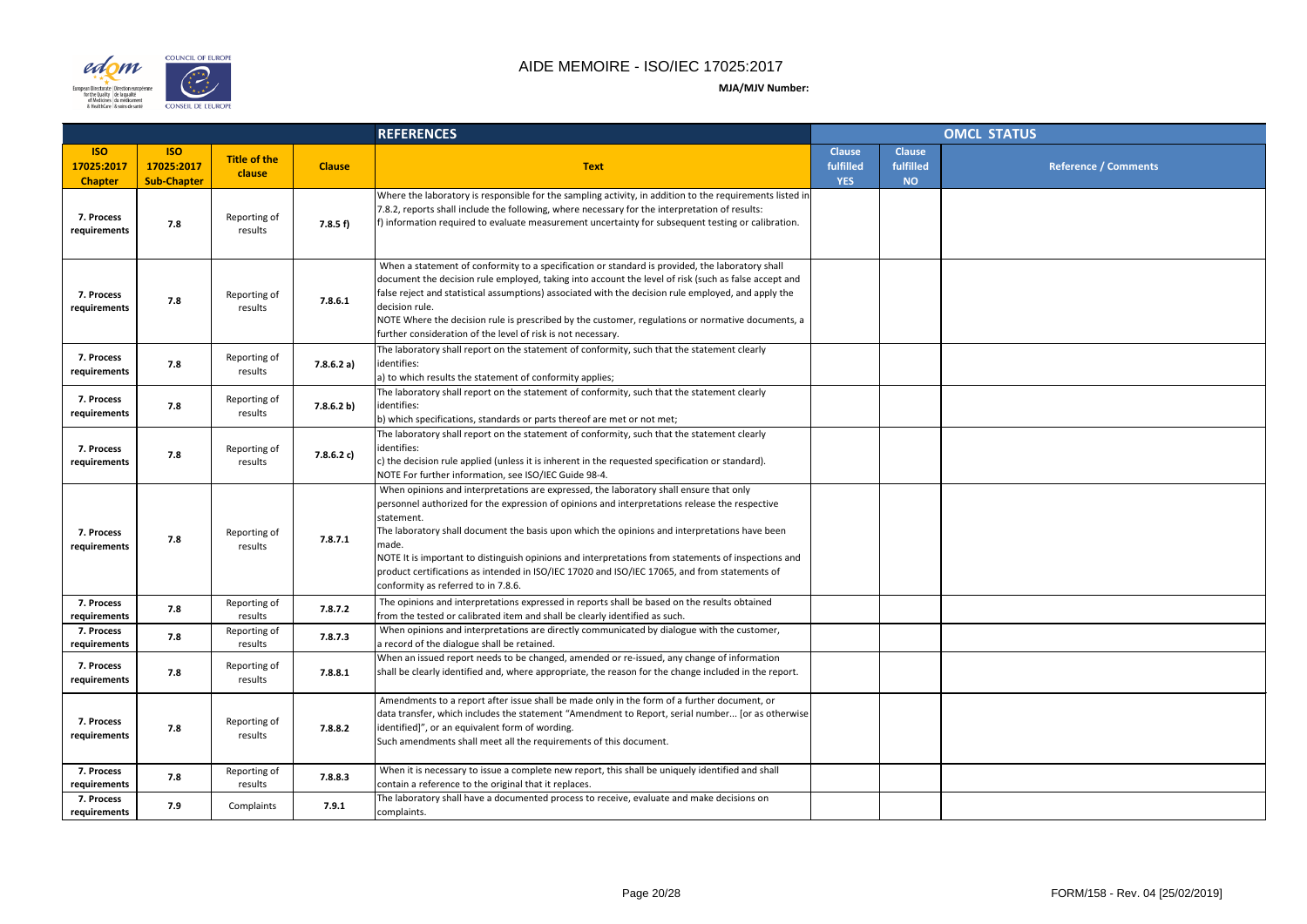# AIDE MEMOIRE - ISO/IEC 17025:2017

**MJA/MJV Number:**

| REFERENCES | | | | | OMCL STATUS | | |
|---|---|---|---|---|---|---|---|
| **ISO 17025:2017 Chapter** | **ISO 17025:2017 Sub-Chapter** | **Title of the clause** | **Clause** | **Text** | **Clause fulfilled YES** | **Clause fulfilled NO** | **Reference / Comments** |
| 7. Process requirements | 7.8 | Reporting of results | 7.8.5 f) | Where the laboratory is responsible for the sampling activity, in addition to the requirements listed in 7.8.2, reports shall include the following, where necessary for the interpretation of results:<br>f) information required to evaluate measurement uncertainty for subsequent testing or calibration. | | | |
| 7. Process requirements | 7.8 | Reporting of results | 7.8.6.1 | When a statement of conformity to a specification or standard is provided, the laboratory shall document the decision rule employed, taking into account the level of risk (such as false accept and false reject and statistical assumptions) associated with the decision rule employed, and apply the decision rule.<br>NOTE Where the decision rule is prescribed by the customer, regulations or normative documents, a further consideration of the level of risk is not necessary. | | | |
| 7. Process requirements | 7.8 | Reporting of results | 7.8.6.2 a) | The laboratory shall report on the statement of conformity, such that the statement clearly identifies:<br>a) to which results the statement of conformity applies; | | | |
| 7. Process requirements | 7.8 | Reporting of results | 7.8.6.2 b) | The laboratory shall report on the statement of conformity, such that the statement clearly identifies:<br>b) which specifications, standards or parts thereof are met or not met; | | | |
| 7. Process requirements | 7.8 | Reporting of results | 7.8.6.2 c) | The laboratory shall report on the statement of conformity, such that the statement clearly identifies:<br>c) the decision rule applied (unless it is inherent in the requested specification or standard).<br>NOTE For further information, see ISO/IEC Guide 98-4. | | | |
| 7. Process requirements | 7.8 | Reporting of results | 7.8.7.1 | When opinions and interpretations are expressed, the laboratory shall ensure that only personnel authorized for the expression of opinions and interpretations release the respective statement.<br>The laboratory shall document the basis upon which the opinions and interpretations have been made.<br>NOTE It is important to distinguish opinions and interpretations from statements of inspections and product certifications as intended in ISO/IEC 17020 and ISO/IEC 17065, and from statements of conformity as referred to in 7.8.6. | | | |
| 7. Process requirements | 7.8 | Reporting of results | 7.8.7.2 | The opinions and interpretations expressed in reports shall be based on the results obtained from the tested or calibrated item and shall be clearly identified as such. | | | |
| 7. Process requirements | 7.8 | Reporting of results | 7.8.7.3 | When opinions and interpretations are directly communicated by dialogue with the customer, a record of the dialogue shall be retained. | | | |
| 7. Process requirements | 7.8 | Reporting of results | 7.8.8.1 | When an issued report needs to be changed, amended or re-issued, any change of information shall be clearly identified and, where appropriate, the reason for the change included in the report. | | | |
| 7. Process requirements | 7.8 | Reporting of results | 7.8.8.2 | Amendments to a report after issue shall be made only in the form of a further document, or data transfer, which includes the statement "Amendment to Report, serial number... [or as otherwise identified]", or an equivalent form of wording.<br>Such amendments shall meet all the requirements of this document. | | | |
| 7. Process requirements | 7.8 | Reporting of results | 7.8.8.3 | When it is necessary to issue a complete new report, this shall be uniquely identified and shall contain a reference to the original that it replaces. | | | |
| 7. Process requirements | 7.9 | Complaints | 7.9.1 | The laboratory shall have a documented process to receive, evaluate and make decisions on complaints. | | | |

FORM/158 - Rev. 04 [25/02/2019]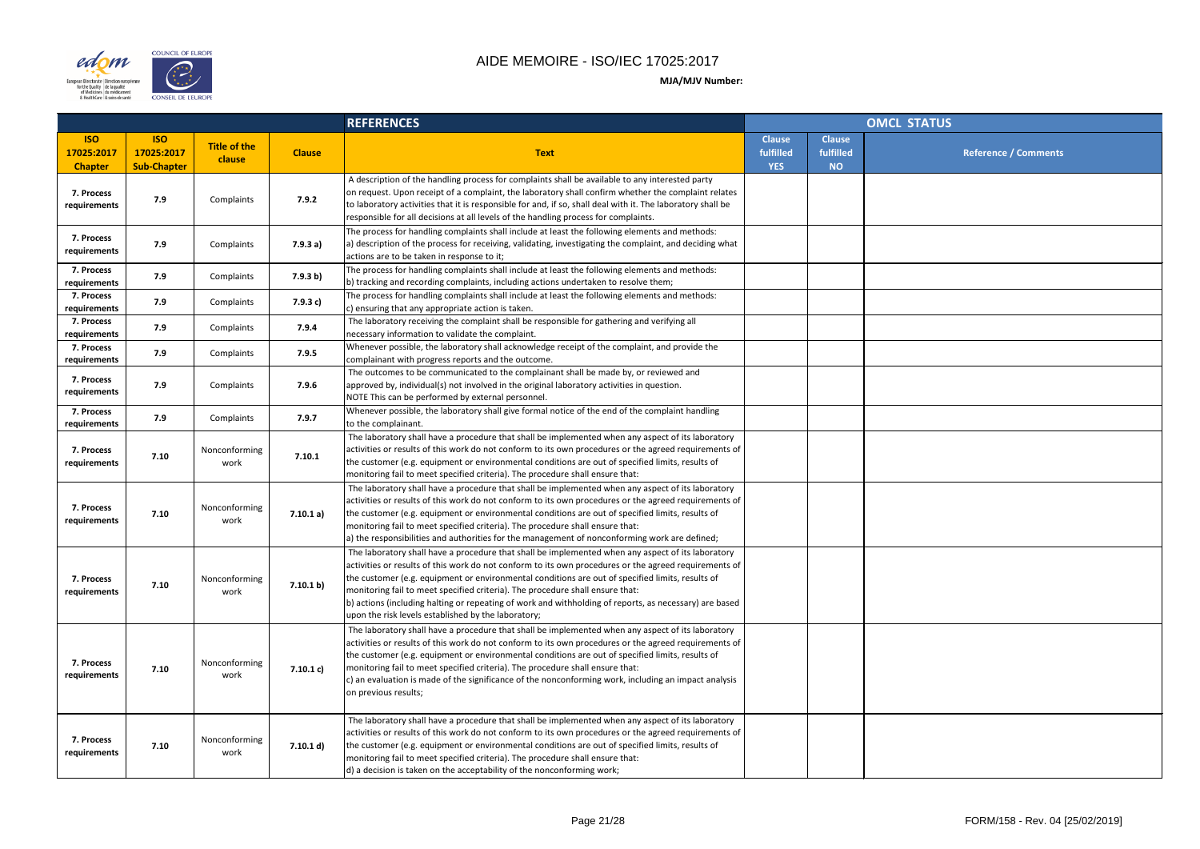# AIDE MEMOIRE - ISO/IEC 17025:2017

**MJA/MJV Number:**

| REFERENCES | | | | | OMCL STATUS | | |
|---|---|---|---|---|---|---|---|
| **ISO 17025:2017 Chapter** | **ISO 17025:2017 Sub-Chapter** | **Title of the clause** | **Clause** | **Text** | **Clause fulfilled YES** | **Clause fulfilled NO** | **Reference / Comments** |
| 7. Process requirements | 7.9 | Complaints | 7.9.2 | A description of the handling process for complaints shall be available to any interested party on request. Upon receipt of a complaint, the laboratory shall confirm whether the complaint relates to laboratory activities that it is responsible for and, if so, shall deal with it. The laboratory shall be responsible for all decisions at all levels of the handling process for complaints. | | | |
| 7. Process requirements | 7.9 | Complaints | 7.9.3 a) | The process for handling complaints shall include at least the following elements and methods: a) description of the process for receiving, validating, investigating the complaint, and deciding what actions are to be taken in response to it; | | | |
| 7. Process requirements | 7.9 | Complaints | 7.9.3 b) | The process for handling complaints shall include at least the following elements and methods: b) tracking and recording complaints, including actions undertaken to resolve them; | | | |
| 7. Process requirements | 7.9 | Complaints | 7.9.3 c) | The process for handling complaints shall include at least the following elements and methods: c) ensuring that any appropriate action is taken. | | | |
| 7. Process requirements | 7.9 | Complaints | 7.9.4 | The laboratory receiving the complaint shall be responsible for gathering and verifying all necessary information to validate the complaint. | | | |
| 7. Process requirements | 7.9 | Complaints | 7.9.5 | Whenever possible, the laboratory shall acknowledge receipt of the complaint, and provide the complainant with progress reports and the outcome. | | | |
| 7. Process requirements | 7.9 | Complaints | 7.9.6 | The outcomes to be communicated to the complainant shall be made by, or reviewed and approved by, individual(s) not involved in the original laboratory activities in question. NOTE This can be performed by external personnel. | | | |
| 7. Process requirements | 7.9 | Complaints | 7.9.7 | Whenever possible, the laboratory shall give formal notice of the end of the complaint handling to the complainant. | | | |
| 7. Process requirements | 7.10 | Nonconforming work | 7.10.1 | The laboratory shall have a procedure that shall be implemented when any aspect of its laboratory activities or results of this work do not conform to its own procedures or the agreed requirements of the customer (e.g. equipment or environmental conditions are out of specified limits, results of monitoring fail to meet specified criteria). The procedure shall ensure that: | | | |
| 7. Process requirements | 7.10 | Nonconforming work | 7.10.1 a) | The laboratory shall have a procedure that shall be implemented when any aspect of its laboratory activities or results of this work do not conform to its own procedures or the agreed requirements of the customer (e.g. equipment or environmental conditions are out of specified limits, results of monitoring fail to meet specified criteria). The procedure shall ensure that: a) the responsibilities and authorities for the management of nonconforming work are defined; | | | |
| 7. Process requirements | 7.10 | Nonconforming work | 7.10.1 b) | The laboratory shall have a procedure that shall be implemented when any aspect of its laboratory activities or results of this work do not conform to its own procedures or the agreed requirements of the customer (e.g. equipment or environmental conditions are out of specified limits, results of monitoring fail to meet specified criteria). The procedure shall ensure that: b) actions (including halting or repeating of work and withholding of reports, as necessary) are based upon the risk levels established by the laboratory; | | | |
| 7. Process requirements | 7.10 | Nonconforming work | 7.10.1 c) | The laboratory shall have a procedure that shall be implemented when any aspect of its laboratory activities or results of this work do not conform to its own procedures or the agreed requirements of the customer (e.g. equipment or environmental conditions are out of specified limits, results of monitoring fail to meet specified criteria). The procedure shall ensure that: c) an evaluation is made of the significance of the nonconforming work, including an impact analysis on previous results; | | | |
| 7. Process requirements | 7.10 | Nonconforming work | 7.10.1 d) | The laboratory shall have a procedure that shall be implemented when any aspect of its laboratory activities or results of this work do not conform to its own procedures or the agreed requirements of the customer (e.g. equipment or environmental conditions are out of specified limits, results of monitoring fail to meet specified criteria). The procedure shall ensure that: d) a decision is taken on the acceptability of the nonconforming work; | | | |

FORM/158 - Rev. 04 [25/02/2019]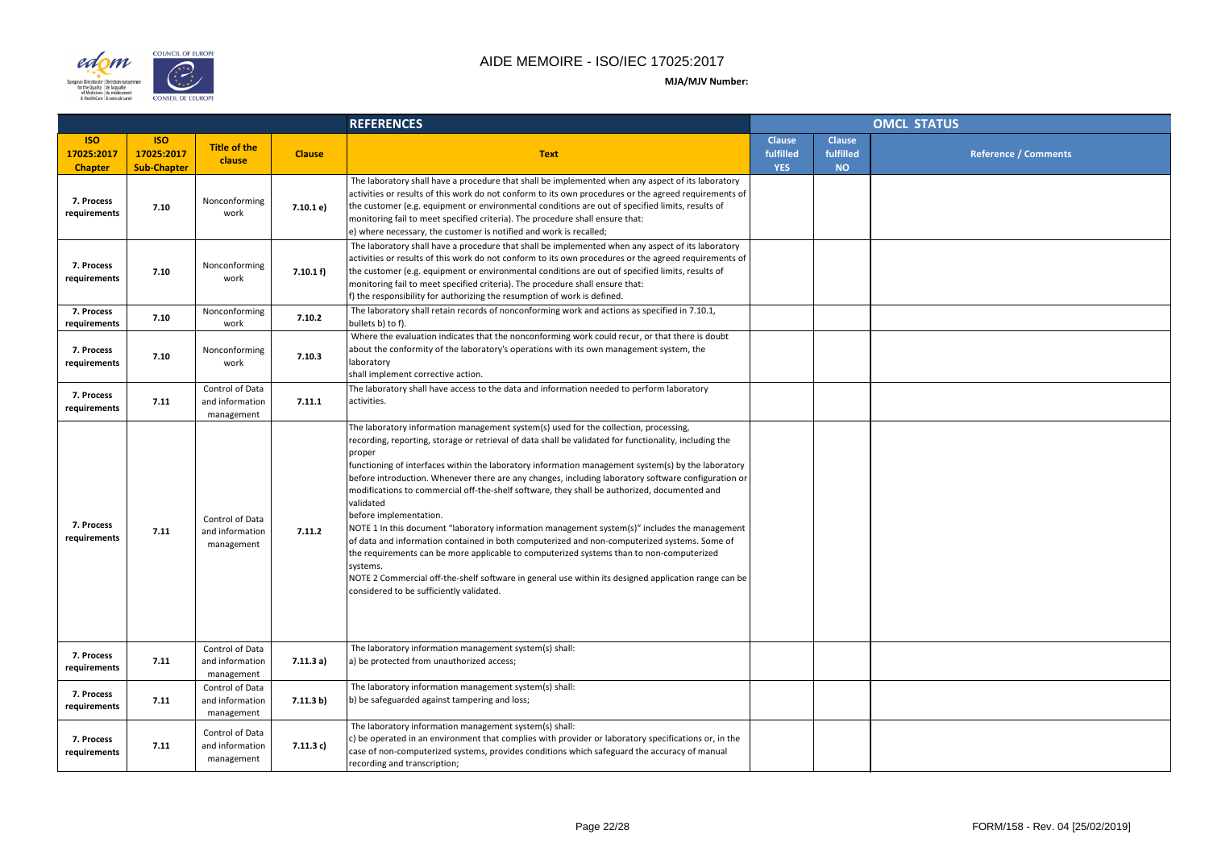# AIDE MEMOIRE - ISO/IEC 17025:2017

**MJA/MJV Number:**

| REFERENCES | | | | | OMCL STATUS | | |
|---|---|---|---|---|---|---|---|
| **ISO 17025:2017 Chapter** | **ISO 17025:2017 Sub-Chapter** | **Title of the clause** | **Clause** | **Text** | **Clause fulfilled YES** | **Clause fulfilled NO** | **Reference / Comments** |
| 7. Process requirements | 7.10 | Nonconforming work | 7.10.1 e) | The laboratory shall have a procedure that shall be implemented when any aspect of its laboratory activities or results of this work do not conform to its own procedures or the agreed requirements of the customer (e.g. equipment or environmental conditions are out of specified limits, results of monitoring fail to meet specified criteria). The procedure shall ensure that:<br>e) where necessary, the customer is notified and work is recalled; | | | |
| 7. Process requirements | 7.10 | Nonconforming work | 7.10.1 f) | The laboratory shall have a procedure that shall be implemented when any aspect of its laboratory activities or results of this work do not conform to its own procedures or the agreed requirements of the customer (e.g. equipment or environmental conditions are out of specified limits, results of monitoring fail to meet specified criteria). The procedure shall ensure that:<br>f) the responsibility for authorizing the resumption of work is defined. | | | |
| 7. Process requirements | 7.10 | Nonconforming work | 7.10.2 | The laboratory shall retain records of nonconforming work and actions as specified in 7.10.1, bullets b) to f). | | | |
| 7. Process requirements | 7.10 | Nonconforming work | 7.10.3 | Where the evaluation indicates that the nonconforming work could recur, or that there is doubt about the conformity of the laboratory's operations with its own management system, the laboratory shall implement corrective action. | | | |
| 7. Process requirements | 7.11 | Control of Data and information management | 7.11.1 | The laboratory shall have access to the data and information needed to perform laboratory activities. | | | |
| 7. Process requirements | 7.11 | Control of Data and information management | 7.11.2 | The laboratory information management system(s) used for the collection, processing, recording, reporting, storage or retrieval of data shall be validated for functionality, including the proper functioning of interfaces within the laboratory information management system(s) by the laboratory before introduction. Whenever there are any changes, including laboratory software configuration or modifications to commercial off-the-shelf software, they shall be authorized, documented and validated before implementation.<br>NOTE 1 In this document "laboratory information management system(s)" includes the management of data and information contained in both computerized and non-computerized systems. Some of the requirements can be more applicable to computerized systems than to non-computerized systems.<br>NOTE 2 Commercial off-the-shelf software in general use within its designed application range can be considered to be sufficiently validated. | | | |
| 7. Process requirements | 7.11 | Control of Data and information management | 7.11.3 a) | The laboratory information management system(s) shall:<br>a) be protected from unauthorized access; | | | |
| 7. Process requirements | 7.11 | Control of Data and information management | 7.11.3 b) | The laboratory information management system(s) shall:<br>b) be safeguarded against tampering and loss; | | | |
| 7. Process requirements | 7.11 | Control of Data and information management | 7.11.3 c) | The laboratory information management system(s) shall:<br>c) be operated in an environment that complies with provider or laboratory specifications or, in the case of non-computerized systems, provides conditions which safeguard the accuracy of manual recording and transcription; | | | |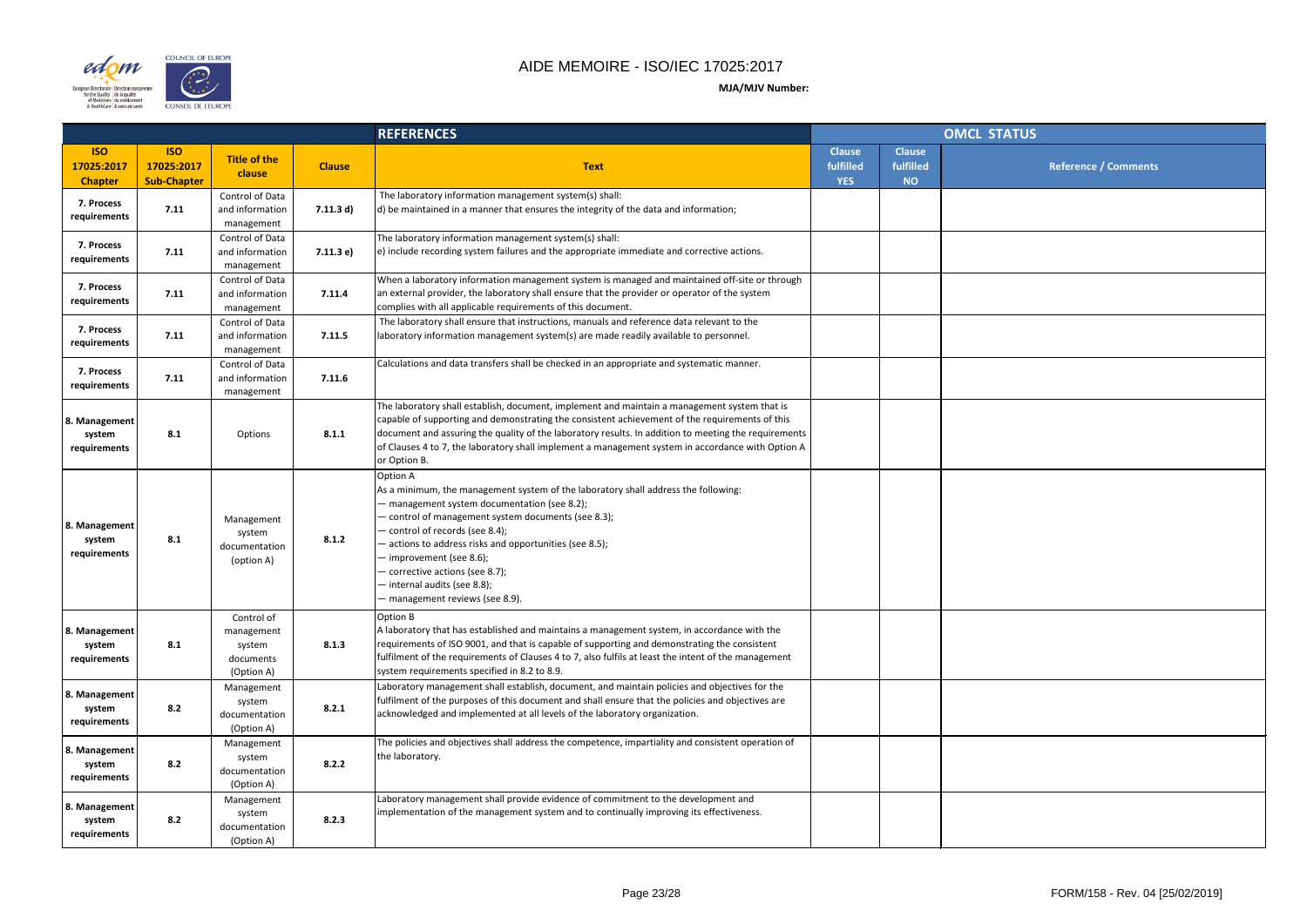# AIDE MEMOIRE - ISO/IEC 17025:2017

**MJA/MJV Number:**

| REFERENCES | | | | | OMCL STATUS | | |
|---|---|---|---|---|---|---|---|
| **ISO 17025:2017 Chapter** | **ISO 17025:2017 Sub-Chapter** | **Title of the clause** | **Clause** | **Text** | **Clause fulfilled YES** | **Clause fulfilled NO** | **Reference / Comments** |
| **7. Process requirements** | **7.11** | Control of Data and information management | **7.11.3 d)** | The laboratory information management system(s) shall:<br>d) be maintained in a manner that ensures the integrity of the data and information; | | | |
| **7. Process requirements** | **7.11** | Control of Data and information management | **7.11.3 e)** | The laboratory information management system(s) shall:<br>e) include recording system failures and the appropriate immediate and corrective actions. | | | |
| **7. Process requirements** | **7.11** | Control of Data and information management | **7.11.4** | When a laboratory information management system is managed and maintained off-site or through an external provider, the laboratory shall ensure that the provider or operator of the system complies with all applicable requirements of this document. | | | |
| **7. Process requirements** | **7.11** | Control of Data and information management | **7.11.5** | The laboratory shall ensure that instructions, manuals and reference data relevant to the laboratory information management system(s) are made readily available to personnel. | | | |
| **7. Process requirements** | **7.11** | Control of Data and information management | **7.11.6** | Calculations and data transfers shall be checked in an appropriate and systematic manner. | | | |
| **8. Management system requirements** | **8.1** | Options | **8.1.1** | The laboratory shall establish, document, implement and maintain a management system that is capable of supporting and demonstrating the consistent achievement of the requirements of this document and assuring the quality of the laboratory results. In addition to meeting the requirements of Clauses 4 to 7, the laboratory shall implement a management system in accordance with Option A or Option B. | | | |
| **8. Management system requirements** | **8.1** | Management system documentation (option A) | **8.1.2** | Option A<br>As a minimum, the management system of the laboratory shall address the following:<br>— management system documentation (see 8.2);<br>— control of management system documents (see 8.3);<br>— control of records (see 8.4);<br>— actions to address risks and opportunities (see 8.5);<br>— improvement (see 8.6);<br>— corrective actions (see 8.7);<br>— internal audits (see 8.8);<br>— management reviews (see 8.9). | | | |
| **8. Management system requirements** | **8.1** | Control of management system documents (Option A) | **8.1.3** | Option B<br>A laboratory that has established and maintains a management system, in accordance with the requirements of ISO 9001, and that is capable of supporting and demonstrating the consistent fulfilment of the requirements of Clauses 4 to 7, also fulfils at least the intent of the management system requirements specified in 8.2 to 8.9. | | | |
| **8. Management system requirements** | **8.2** | Management system documentation (Option A) | **8.2.1** | Laboratory management shall establish, document, and maintain policies and objectives for the fulfilment of the purposes of this document and shall ensure that the policies and objectives are acknowledged and implemented at all levels of the laboratory organization. | | | |
| **8. Management system requirements** | **8.2** | Management system documentation (Option A) | **8.2.2** | The policies and objectives shall address the competence, impartiality and consistent operation of the laboratory. | | | |
| **8. Management system requirements** | **8.2** | Management system documentation (Option A) | **8.2.3** | Laboratory management shall provide evidence of commitment to the development and implementation of the management system and to continually improving its effectiveness. | | | |

FORM/158 - Rev. 04 [25/02/2019]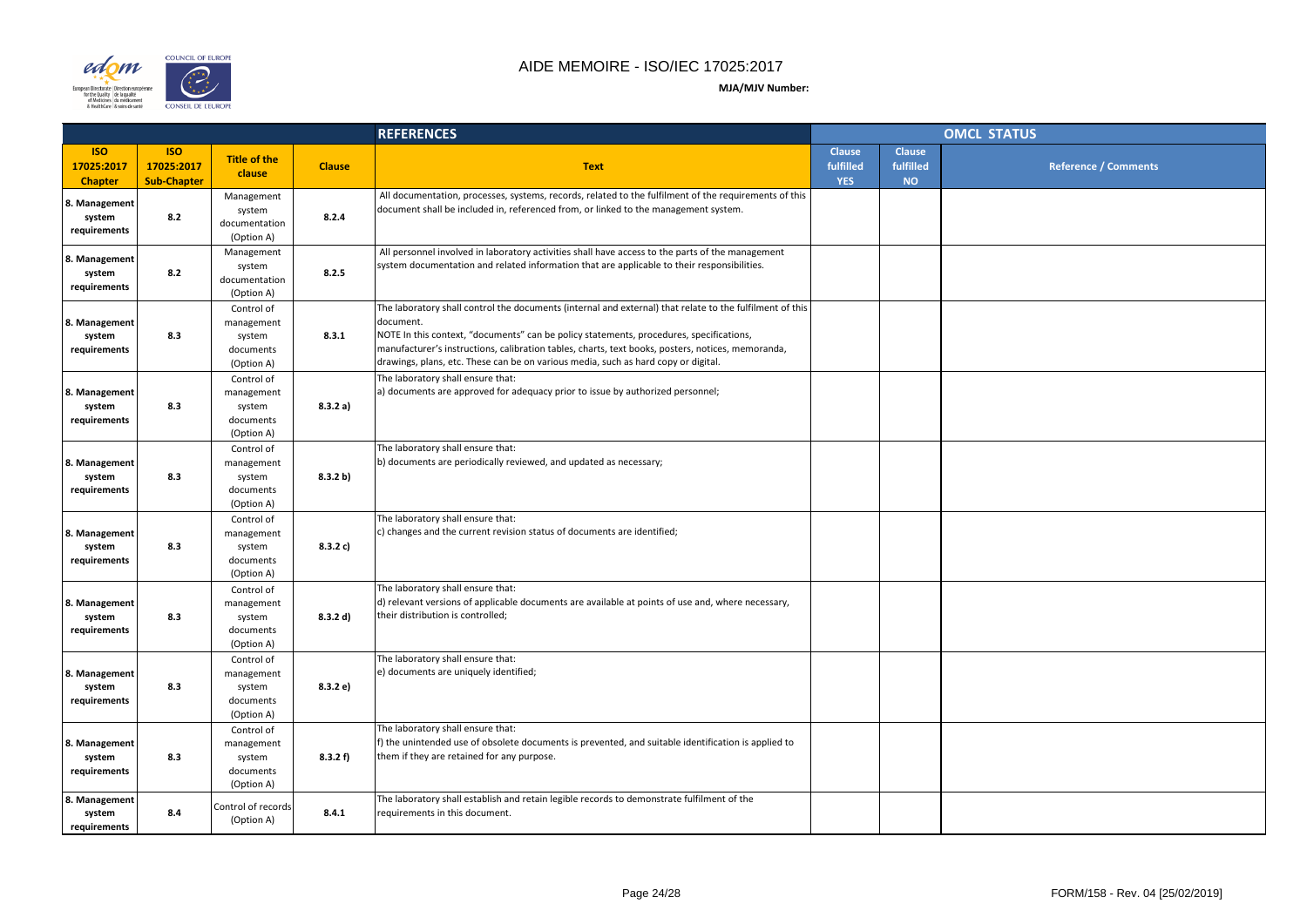# AIDE MEMOIRE - ISO/IEC 17025:2017

**MJA/MJV Number:**

| REFERENCES | | | | | OMCL STATUS | | |
|---|---|---|---|---|---|---|---|
| **ISO 17025:2017 Chapter** | **ISO 17025:2017 Sub-Chapter** | **Title of the clause** | **Clause** | **Text** | **Clause fulfilled YES** | **Clause fulfilled NO** | **Reference / Comments** |
| 8. Management system requirements | 8.2 | Management system documentation (Option A) | 8.2.4 | All documentation, processes, systems, records, related to the fulfilment of the requirements of this document shall be included in, referenced from, or linked to the management system. | | | |
| 8. Management system requirements | 8.2 | Management system documentation (Option A) | 8.2.5 | All personnel involved in laboratory activities shall have access to the parts of the management system documentation and related information that are applicable to their responsibilities. | | | |
| 8. Management system requirements | 8.3 | Control of management system documents (Option A) | 8.3.1 | The laboratory shall control the documents (internal and external) that relate to the fulfilment of this document.<br>NOTE In this context, "documents" can be policy statements, procedures, specifications, manufacturer's instructions, calibration tables, charts, text books, posters, notices, memoranda, drawings, plans, etc. These can be on various media, such as hard copy or digital. | | | |
| 8. Management system requirements | 8.3 | Control of management system documents (Option A) | 8.3.2 a) | The laboratory shall ensure that:<br>a) documents are approved for adequacy prior to issue by authorized personnel; | | | |
| 8. Management system requirements | 8.3 | Control of management system documents (Option A) | 8.3.2 b) | The laboratory shall ensure that:<br>b) documents are periodically reviewed, and updated as necessary; | | | |
| 8. Management system requirements | 8.3 | Control of management system documents (Option A) | 8.3.2 c) | The laboratory shall ensure that:<br>c) changes and the current revision status of documents are identified; | | | |
| 8. Management system requirements | 8.3 | Control of management system documents (Option A) | 8.3.2 d) | The laboratory shall ensure that:<br>d) relevant versions of applicable documents are available at points of use and, where necessary, their distribution is controlled; | | | |
| 8. Management system requirements | 8.3 | Control of management system documents (Option A) | 8.3.2 e) | The laboratory shall ensure that:<br>e) documents are uniquely identified; | | | |
| 8. Management system requirements | 8.3 | Control of management system documents (Option A) | 8.3.2 f) | The laboratory shall ensure that:<br>f) the unintended use of obsolete documents is prevented, and suitable identification is applied to them if they are retained for any purpose. | | | |
| 8. Management system requirements | 8.4 | Control of records (Option A) | 8.4.1 | The laboratory shall establish and retain legible records to demonstrate fulfilment of the requirements in this document. | | | |

FORM/158 - Rev. 04 [25/02/2019]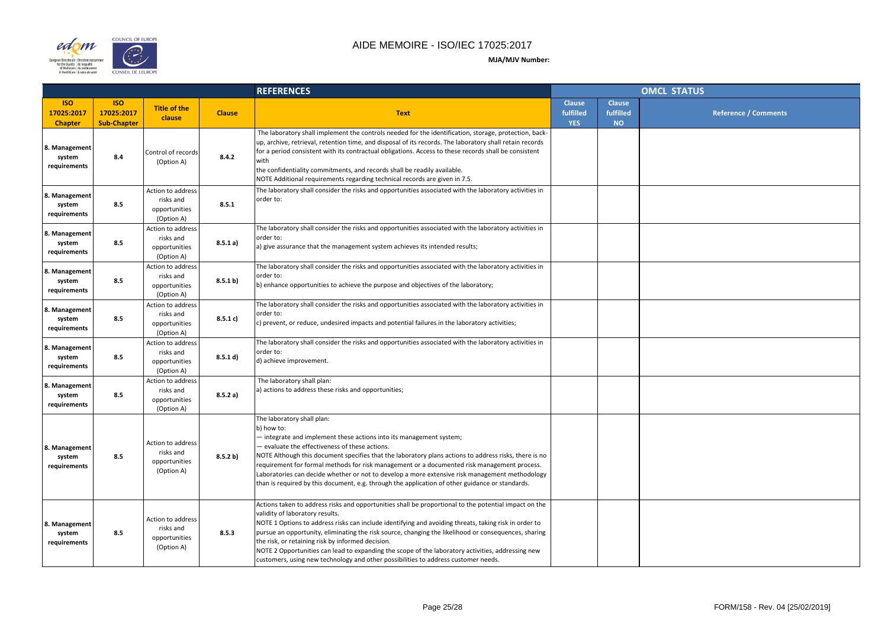# AIDE MEMOIRE - ISO/IEC 17025:2017

**MJA/MJV Number:**

| REFERENCES | | | | | OMCL STATUS | | |
|---|---|---|---|---|---|---|---|
| **ISO 17025:2017 Chapter** | **ISO 17025:2017 Sub-Chapter** | **Title of the clause** | **Clause** | **Text** | **Clause fulfilled YES** | **Clause fulfilled NO** | **Reference / Comments** |
| 8. Management system requirements | 8.4 | Control of records (Option A) | 8.4.2 | The laboratory shall implement the controls needed for the identification, storage, protection, back-up, archive, retrieval, retention time, and disposal of its records. The laboratory shall retain records for a period consistent with its contractual obligations. Access to these records shall be consistent with the confidentiality commitments, and records shall be readily available.<br>NOTE Additional requirements regarding technical records are given in 7.5. | | | |
| 8. Management system requirements | 8.5 | Action to address risks and opportunities (Option A) | 8.5.1 | The laboratory shall consider the risks and opportunities associated with the laboratory activities in order to: | | | |
| 8. Management system requirements | 8.5 | Action to address risks and opportunities (Option A) | 8.5.1 a) | The laboratory shall consider the risks and opportunities associated with the laboratory activities in order to:<br>a) give assurance that the management system achieves its intended results; | | | |
| 8. Management system requirements | 8.5 | Action to address risks and opportunities (Option A) | 8.5.1 b) | The laboratory shall consider the risks and opportunities associated with the laboratory activities in order to:<br>b) enhance opportunities to achieve the purpose and objectives of the laboratory; | | | |
| 8. Management system requirements | 8.5 | Action to address risks and opportunities (Option A) | 8.5.1 c) | The laboratory shall consider the risks and opportunities associated with the laboratory activities in order to:<br>c) prevent, or reduce, undesired impacts and potential failures in the laboratory activities; | | | |
| 8. Management system requirements | 8.5 | Action to address risks and opportunities (Option A) | 8.5.1 d) | The laboratory shall consider the risks and opportunities associated with the laboratory activities in order to:<br>d) achieve improvement. | | | |
| 8. Management system requirements | 8.5 | Action to address risks and opportunities (Option A) | 8.5.2 a) | The laboratory shall plan:<br>a) actions to address these risks and opportunities; | | | |
| 8. Management system requirements | 8.5 | Action to address risks and opportunities (Option A) | 8.5.2 b) | The laboratory shall plan:<br>b) how to:<br>— integrate and implement these actions into its management system;<br>— evaluate the effectiveness of these actions.<br>NOTE Although this document specifies that the laboratory plans actions to address risks, there is no requirement for formal methods for risk management or a documented risk management process. Laboratories can decide whether or not to develop a more extensive risk management methodology than is required by this document, e.g. through the application of other guidance or standards. | | | |
| 8. Management system requirements | 8.5 | Action to address risks and opportunities (Option A) | 8.5.3 | Actions taken to address risks and opportunities shall be proportional to the potential impact on the validity of laboratory results.<br>NOTE 1 Options to address risks can include identifying and avoiding threats, taking risk in order to pursue an opportunity, eliminating the risk source, changing the likelihood or consequences, sharing the risk, or retaining risk by informed decision.<br>NOTE 2 Opportunities can lead to expanding the scope of the laboratory activities, addressing new customers, using new technology and other possibilities to address customer needs. | | | |

FORM/158 - Rev. 04 [25/02/2019]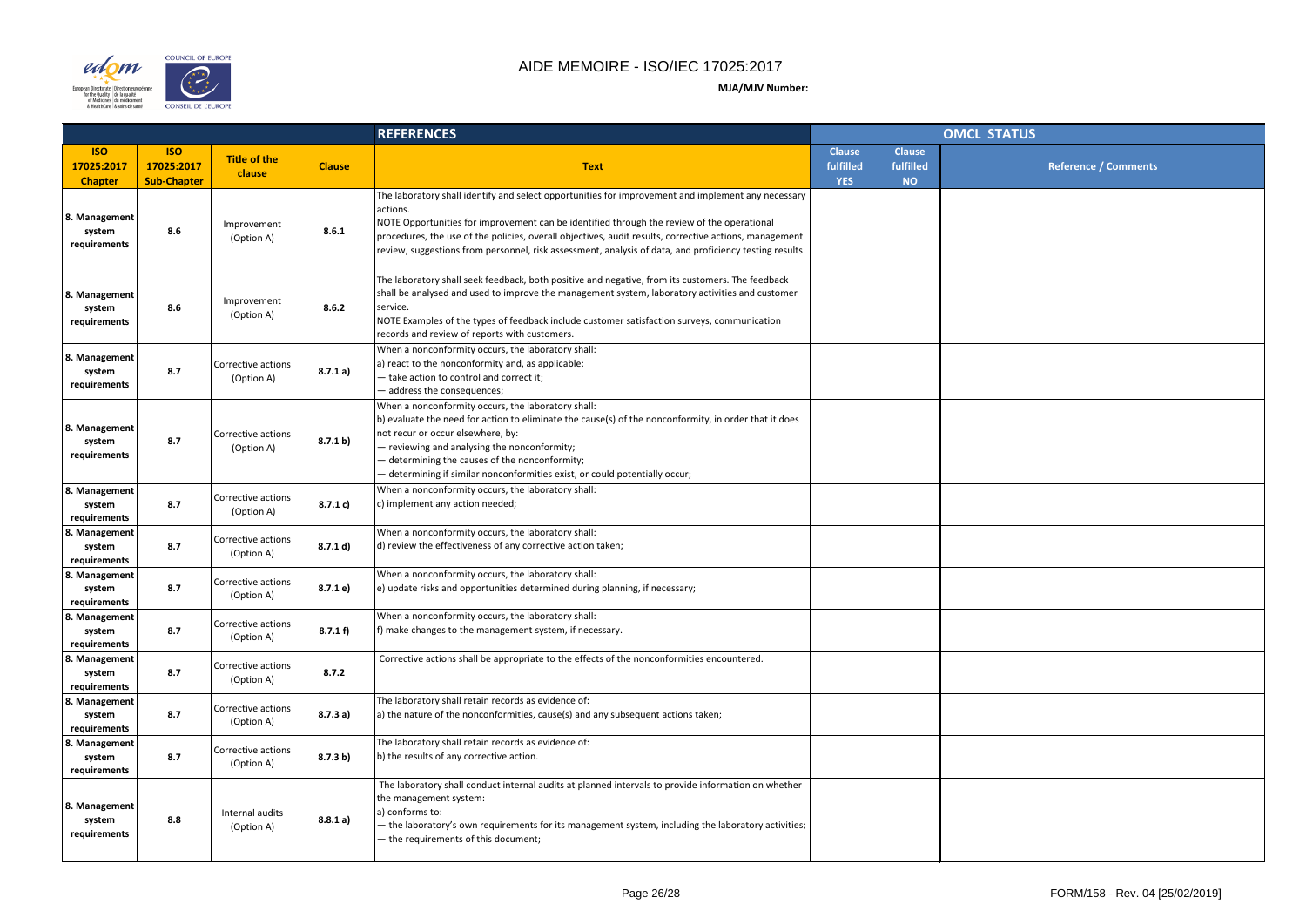# AIDE MEMOIRE - ISO/IEC 17025:2017

**MJA/MJV Number:**

| REFERENCES | | | | | OMCL STATUS | | |
|---|---|---|---|---|---|---|---|
| **ISO 17025:2017 Chapter** | **ISO 17025:2017 Sub-Chapter** | **Title of the clause** | **Clause** | **Text** | **Clause fulfilled YES** | **Clause fulfilled NO** | **Reference / Comments** |
| 8. Management system requirements | 8.6 | Improvement (Option A) | 8.6.1 | The laboratory shall identify and select opportunities for improvement and implement any necessary actions.<br>NOTE Opportunities for improvement can be identified through the review of the operational procedures, the use of the policies, overall objectives, audit results, corrective actions, management review, suggestions from personnel, risk assessment, analysis of data, and proficiency testing results. | | | |
| 8. Management system requirements | 8.6 | Improvement (Option A) | 8.6.2 | The laboratory shall seek feedback, both positive and negative, from its customers. The feedback shall be analysed and used to improve the management system, laboratory activities and customer service.<br>NOTE Examples of the types of feedback include customer satisfaction surveys, communication records and review of reports with customers. | | | |
| 8. Management system requirements | 8.7 | Corrective actions (Option A) | 8.7.1 a) | When a nonconformity occurs, the laboratory shall:<br>a) react to the nonconformity and, as applicable:<br>— take action to control and correct it;<br>— address the consequences; | | | |
| 8. Management system requirements | 8.7 | Corrective actions (Option A) | 8.7.1 b) | When a nonconformity occurs, the laboratory shall:<br>b) evaluate the need for action to eliminate the cause(s) of the nonconformity, in order that it does not recur or occur elsewhere, by:<br>— reviewing and analysing the nonconformity;<br>— determining the causes of the nonconformity;<br>— determining if similar nonconformities exist, or could potentially occur; | | | |
| 8. Management system requirements | 8.7 | Corrective actions (Option A) | 8.7.1 c) | When a nonconformity occurs, the laboratory shall:<br>c) implement any action needed; | | | |
| 8. Management system requirements | 8.7 | Corrective actions (Option A) | 8.7.1 d) | When a nonconformity occurs, the laboratory shall:<br>d) review the effectiveness of any corrective action taken; | | | |
| 8. Management system requirements | 8.7 | Corrective actions (Option A) | 8.7.1 e) | When a nonconformity occurs, the laboratory shall:<br>e) update risks and opportunities determined during planning, if necessary; | | | |
| 8. Management system requirements | 8.7 | Corrective actions (Option A) | 8.7.1 f) | When a nonconformity occurs, the laboratory shall:<br>f) make changes to the management system, if necessary. | | | |
| 8. Management system requirements | 8.7 | Corrective actions (Option A) | 8.7.2 | Corrective actions shall be appropriate to the effects of the nonconformities encountered. | | | |
| 8. Management system requirements | 8.7 | Corrective actions (Option A) | 8.7.3 a) | The laboratory shall retain records as evidence of:<br>a) the nature of the nonconformities, cause(s) and any subsequent actions taken; | | | |
| 8. Management system requirements | 8.7 | Corrective actions (Option A) | 8.7.3 b) | The laboratory shall retain records as evidence of:<br>b) the results of any corrective action. | | | |
| 8. Management system requirements | 8.8 | Internal audits (Option A) | 8.8.1 a) | The laboratory shall conduct internal audits at planned intervals to provide information on whether the management system:<br>a) conforms to:<br>— the laboratory's own requirements for its management system, including the laboratory activities;<br>— the requirements of this document; | | | |

FORM/158 - Rev. 04 [25/02/2019]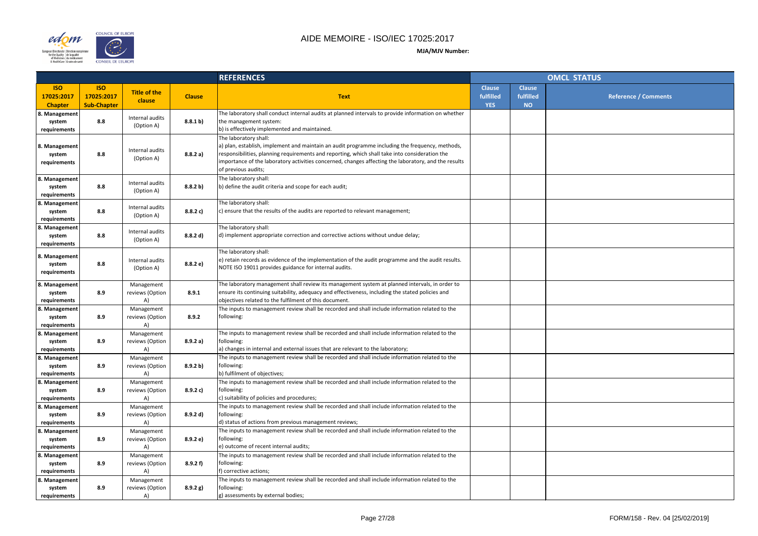# AIDE MEMOIRE - ISO/IEC 17025:2017

**MJA/MJV Number:**

| REFERENCES | | | | | OMCL STATUS | | |
|---|---|---|---|---|---|---|---|
| **ISO 17025:2017 Chapter** | **ISO 17025:2017 Sub-Chapter** | **Title of the clause** | **Clause** | **Text** | **Clause fulfilled YES** | **Clause fulfilled NO** | **Reference / Comments** |
| 8. Management system requirements | 8.8 | Internal audits (Option A) | 8.8.1 b) | The laboratory shall conduct internal audits at planned intervals to provide information on whether the management system:<br>b) is effectively implemented and maintained. | | | |
| 8. Management system requirements | 8.8 | Internal audits (Option A) | 8.8.2 a) | The laboratory shall:<br>a) plan, establish, implement and maintain an audit programme including the frequency, methods, responsibilities, planning requirements and reporting, which shall take into consideration the importance of the laboratory activities concerned, changes affecting the laboratory, and the results of previous audits; | | | |
| 8. Management system requirements | 8.8 | Internal audits (Option A) | 8.8.2 b) | The laboratory shall:<br>b) define the audit criteria and scope for each audit; | | | |
| 8. Management system requirements | 8.8 | Internal audits (Option A) | 8.8.2 c) | The laboratory shall:<br>c) ensure that the results of the audits are reported to relevant management; | | | |
| 8. Management system requirements | 8.8 | Internal audits (Option A) | 8.8.2 d) | The laboratory shall:<br>d) implement appropriate correction and corrective actions without undue delay; | | | |
| 8. Management system requirements | 8.8 | Internal audits (Option A) | 8.8.2 e) | The laboratory shall:<br>e) retain records as evidence of the implementation of the audit programme and the audit results.<br>NOTE ISO 19011 provides guidance for internal audits. | | | |
| 8. Management system requirements | 8.9 | Management reviews (Option A) | 8.9.1 | The laboratory management shall review its management system at planned intervals, in order to ensure its continuing suitability, adequacy and effectiveness, including the stated policies and objectives related to the fulfilment of this document. | | | |
| 8. Management system requirements | 8.9 | Management reviews (Option A) | 8.9.2 | The inputs to management review shall be recorded and shall include information related to the following: | | | |
| 8. Management system requirements | 8.9 | Management reviews (Option A) | 8.9.2 a) | The inputs to management review shall be recorded and shall include information related to the following:<br>a) changes in internal and external issues that are relevant to the laboratory; | | | |
| 8. Management system requirements | 8.9 | Management reviews (Option A) | 8.9.2 b) | The inputs to management review shall be recorded and shall include information related to the following:<br>b) fulfilment of objectives; | | | |
| 8. Management system requirements | 8.9 | Management reviews (Option A) | 8.9.2 c) | The inputs to management review shall be recorded and shall include information related to the following:<br>c) suitability of policies and procedures; | | | |
| 8. Management system requirements | 8.9 | Management reviews (Option A) | 8.9.2 d) | The inputs to management review shall be recorded and shall include information related to the following:<br>d) status of actions from previous management reviews; | | | |
| 8. Management system requirements | 8.9 | Management reviews (Option A) | 8.9.2 e) | The inputs to management review shall be recorded and shall include information related to the following:<br>e) outcome of recent internal audits; | | | |
| 8. Management system requirements | 8.9 | Management reviews (Option A) | 8.9.2 f) | The inputs to management review shall be recorded and shall include information related to the following:<br>f) corrective actions; | | | |
| 8. Management system requirements | 8.9 | Management reviews (Option A) | 8.9.2 g) | The inputs to management review shall be recorded and shall include information related to the following:<br>g) assessments by external bodies; | | | |

FORM/158 - Rev. 04 [25/02/2019]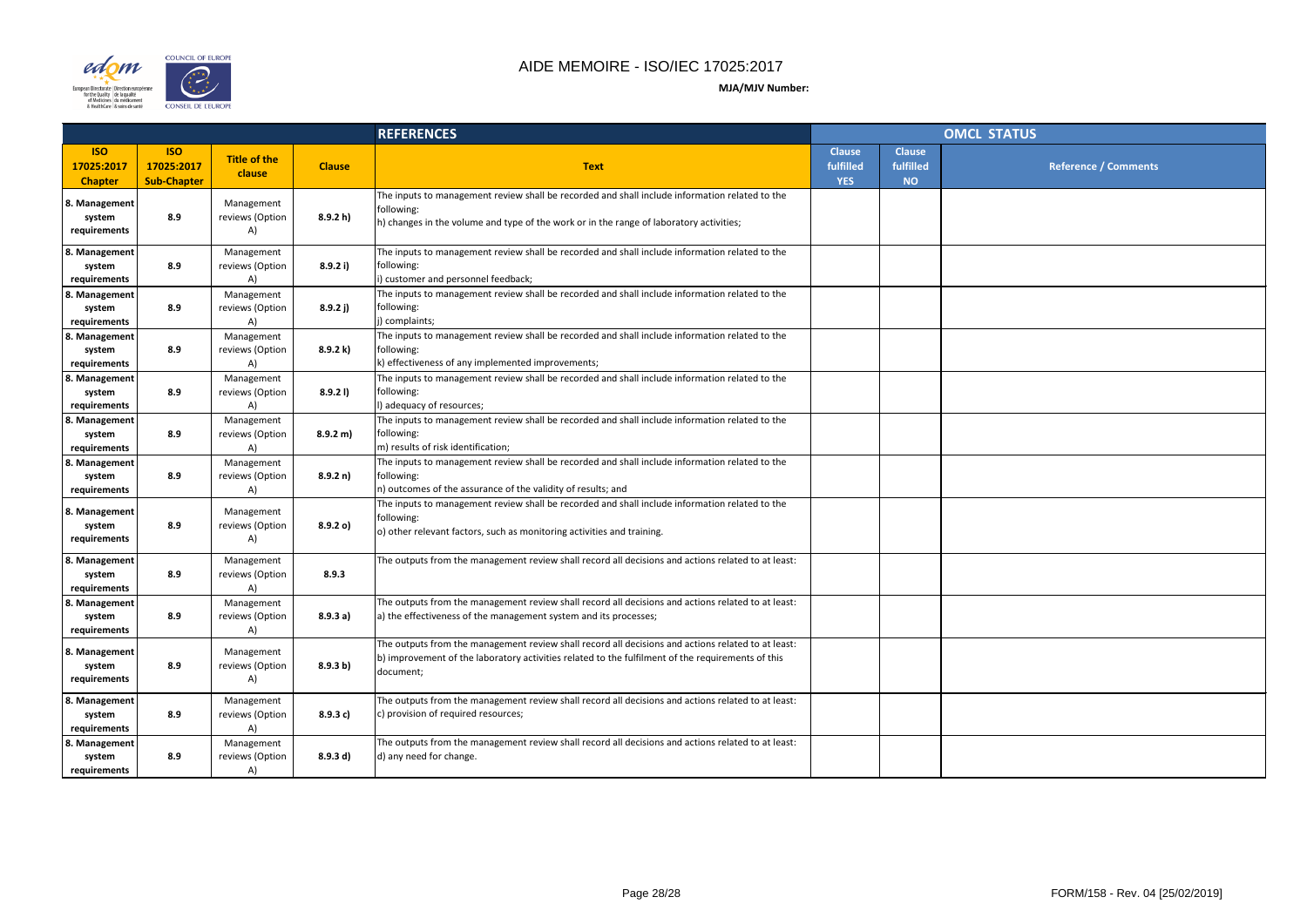# AIDE MEMOIRE - ISO/IEC 17025:2017

**MJA/MJV Number:**

| REFERENCES | | | | | OMCL STATUS | | |
|---|---|---|---|---|---|---|---|
| **ISO 17025:2017 Chapter** | **ISO 17025:2017 Sub-Chapter** | **Title of the clause** | **Clause** | **Text** | **Clause fulfilled YES** | **Clause fulfilled NO** | **Reference / Comments** |
| 8. Management system requirements | 8.9 | Management reviews (Option A) | 8.9.2 h) | The inputs to management review shall be recorded and shall include information related to the following: h) changes in the volume and type of the work or in the range of laboratory activities; | | | |
| 8. Management system requirements | 8.9 | Management reviews (Option A) | 8.9.2 i) | The inputs to management review shall be recorded and shall include information related to the following: i) customer and personnel feedback; | | | |
| 8. Management system requirements | 8.9 | Management reviews (Option A) | 8.9.2 j) | The inputs to management review shall be recorded and shall include information related to the following: j) complaints; | | | |
| 8. Management system requirements | 8.9 | Management reviews (Option A) | 8.9.2 k) | The inputs to management review shall be recorded and shall include information related to the following: k) effectiveness of any implemented improvements; | | | |
| 8. Management system requirements | 8.9 | Management reviews (Option A) | 8.9.2 l) | The inputs to management review shall be recorded and shall include information related to the following: l) adequacy of resources; | | | |
| 8. Management system requirements | 8.9 | Management reviews (Option A) | 8.9.2 m) | The inputs to management review shall be recorded and shall include information related to the following: m) results of risk identification; | | | |
| 8. Management system requirements | 8.9 | Management reviews (Option A) | 8.9.2 n) | The inputs to management review shall be recorded and shall include information related to the following: n) outcomes of the assurance of the validity of results; and | | | |
| 8. Management system requirements | 8.9 | Management reviews (Option A) | 8.9.2 o) | The inputs to management review shall be recorded and shall include information related to the following: o) other relevant factors, such as monitoring activities and training. | | | |
| 8. Management system requirements | 8.9 | Management reviews (Option A) | 8.9.3 | The outputs from the management review shall record all decisions and actions related to at least: | | | |
| 8. Management system requirements | 8.9 | Management reviews (Option A) | 8.9.3 a) | The outputs from the management review shall record all decisions and actions related to at least: a) the effectiveness of the management system and its processes; | | | |
| 8. Management system requirements | 8.9 | Management reviews (Option A) | 8.9.3 b) | The outputs from the management review shall record all decisions and actions related to at least: b) improvement of the laboratory activities related to the fulfilment of the requirements of this document; | | | |
| 8. Management system requirements | 8.9 | Management reviews (Option A) | 8.9.3 c) | The outputs from the management review shall record all decisions and actions related to at least: c) provision of required resources; | | | |
| 8. Management system requirements | 8.9 | Management reviews (Option A) | 8.9.3 d) | The outputs from the management review shall record all decisions and actions related to at least: d) any need for change. | | | |

FORM/158 - Rev. 04 [25/02/2019]